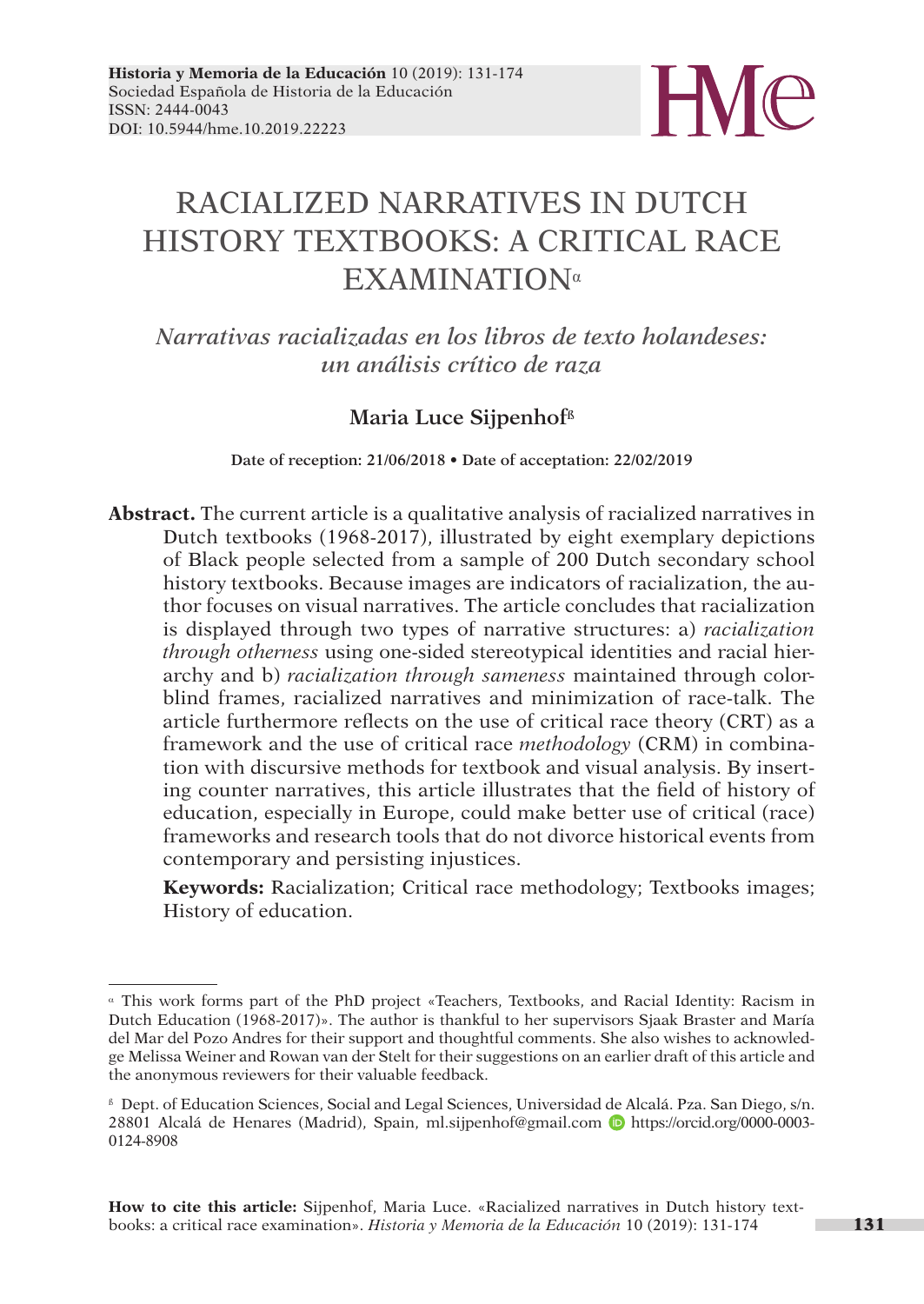# RACIALIZED NARRATIVES IN DUTCH HISTORY TEXTBOOKS: A CRITICAL RACE EXAMINATION[α]

*Narrativas racializadas en los libros de texto holandeses: un análisis crítico de raza*

**Maria Luce Sijpenhof**[ß]

**Date of reception: 21/06/2018 • Date of acceptation: 22/02/2019**

**Abstract.** The current article is a qualitative analysis of racialized narratives in Dutch textbooks (1968-2017), illustrated by eight exemplary depictions of Black people selected from a sample of 200 Dutch secondary school history textbooks. Because images are indicators of racialization, the author focuses on visual narratives. The article concludes that racialization is displayed through two types of narrative structures: a) *racialization through otherness* using one-sided stereotypical identities and racial hierarchy and b) *racialization through sameness* maintained through colorblind frames, racialized narratives and minimization of race-talk. The article furthermore reflects on the use of critical race theory (CRT) as a framework and the use of critical race *methodology* (CRM) in combination with discursive methods for textbook and visual analysis. By inserting counter narratives, this article illustrates that the field of history of education, especially in Europe, could make better use of critical (race) frameworks and research tools that do not divorce historical events from contemporary and persisting injustices.

**Keywords:** Racialization; Critical race methodology; Textbooks images; History of education.

---

[α] This work forms part of the PhD project «Teachers, Textbooks, and Racial Identity: Racism in Dutch Education (1968-2017)». The author is thankful to her supervisors Sjaak Braster and María del Mar del Pozo Andres for their support and thoughtful comments. She also wishes to acknowledge Melissa Weiner and Rowan van der Stelt for their suggestions on an earlier draft of this article and the anonymous reviewers for their valuable feedback.

[ß] Dept. of Education Sciences, Social and Legal Sciences, Universidad de Alcalá. Pza. San Diego, s/n. 28801 Alcalá de Henares (Madrid), Spain, ml.sijpenhof@gmail.com https://orcid.org/0000-0003-0124-8908

**How to cite this article:** Sijpenhof, Maria Luce. «Racialized narratives in Dutch history textbooks: a critical race examination». *Historia y Memoria de la Educación* 10 (2019): 131-174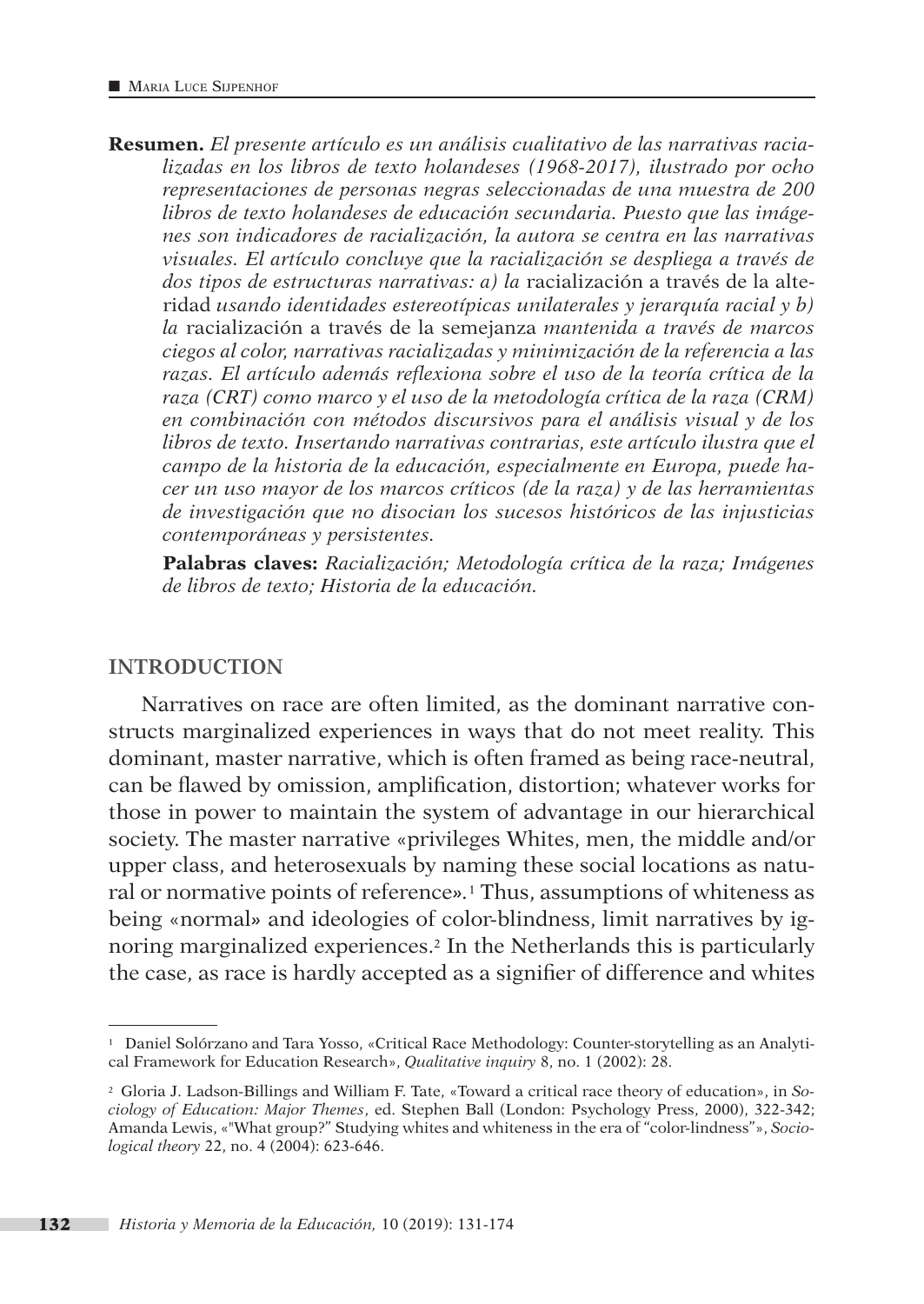**Resumen.** *El presente artículo es un análisis cualitativo de las narrativas racializadas en los libros de texto holandeses (1968-2017), ilustrado por ocho representaciones de personas negras seleccionadas de una muestra de 200 libros de texto holandeses de educación secundaria. Puesto que las imágenes son indicadores de racialización, la autora se centra en las narrativas visuales. El artículo concluye que la racialización se despliega a través de dos tipos de estructuras narrativas: a) la* racialización a través de la alteridad *usando identidades estereotípicas unilaterales y jerarquía racial y b) la* racialización a través de la semejanza *mantenida a través de marcos ciegos al color, narrativas racializadas y minimización de la referencia a las razas. El artículo además reflexiona sobre el uso de la teoría crítica de la raza (CRT) como marco y el uso de la metodología crítica de la raza (CRM) en combinación con métodos discursivos para el análisis visual y de los libros de texto. Insertando narrativas contrarias, este artículo ilustra que el campo de la historia de la educación, especialmente en Europa, puede hacer un uso mayor de los marcos críticos (de la raza) y de las herramientas de investigación que no disocian los sucesos históricos de las injusticias contemporáneas y persistentes.*

**Palabras claves:** *Racialización; Metodología crítica de la raza; Imágenes de libros de texto; Historia de la educación.*

## INTRODUCTION

Narratives on race are often limited, as the dominant narrative constructs marginalized experiences in ways that do not meet reality. This dominant, master narrative, which is often framed as being race-neutral, can be flawed by omission, amplification, distortion; whatever works for those in power to maintain the system of advantage in our hierarchical society. The master narrative «privileges Whites, men, the middle and/or upper class, and heterosexuals by naming these social locations as natural or normative points of reference».[1] Thus, assumptions of whiteness as being «normal» and ideologies of color-blindness, limit narratives by ignoring marginalized experiences.[2] In the Netherlands this is particularly the case, as race is hardly accepted as a signifier of difference and whites

---

[1] Daniel Solórzano and Tara Yosso, «Critical Race Methodology: Counter-storytelling as an Analytical Framework for Education Research», *Qualitative inquiry* 8, no. 1 (2002): 28.

[2] Gloria J. Ladson-Billings and William F. Tate, «Toward a critical race theory of education», in *Sociology of Education: Major Themes*, ed. Stephen Ball (London: Psychology Press, 2000), 322-342; Amanda Lewis, «"What group?" Studying whites and whiteness in the era of "color-lindness"», *Sociological theory* 22, no. 4 (2004): 623-646.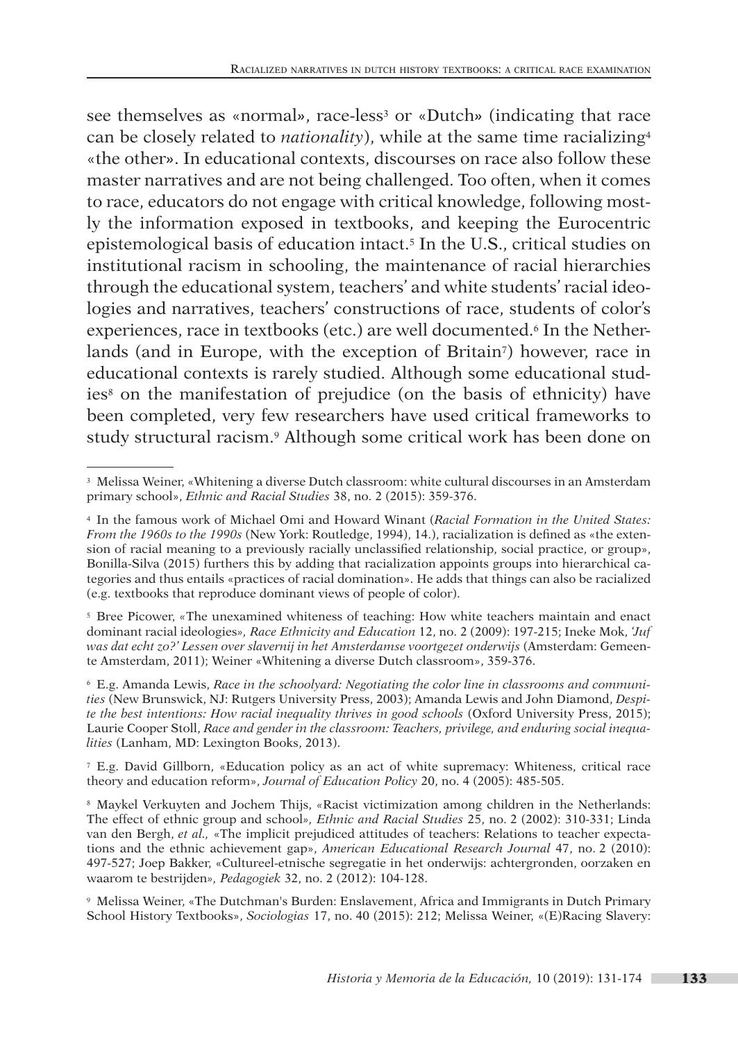see themselves as «normal», race-less[3] or «Dutch» (indicating that race can be closely related to *nationality*), while at the same time racializing[4] «the other». In educational contexts, discourses on race also follow these master narratives and are not being challenged. Too often, when it comes to race, educators do not engage with critical knowledge, following mostly the information exposed in textbooks, and keeping the Eurocentric epistemological basis of education intact.[5] In the U.S., critical studies on institutional racism in schooling, the maintenance of racial hierarchies through the educational system, teachers' and white students' racial ideologies and narratives, teachers' constructions of race, students of color's experiences, race in textbooks (etc.) are well documented.[6] In the Netherlands (and in Europe, with the exception of Britain[7]) however, race in educational contexts is rarely studied. Although some educational studies[8] on the manifestation of prejudice (on the basis of ethnicity) have been completed, very few researchers have used critical frameworks to study structural racism.[9] Although some critical work has been done on

---

[3] Melissa Weiner, «Whitening a diverse Dutch classroom: white cultural discourses in an Amsterdam primary school», *Ethnic and Racial Studies* 38, no. 2 (2015): 359-376.

[4] In the famous work of Michael Omi and Howard Winant (*Racial Formation in the United States: From the 1960s to the 1990s* (New York: Routledge, 1994), 14.), racialization is defined as «the extension of racial meaning to a previously racially unclassified relationship, social practice, or group», Bonilla-Silva (2015) furthers this by adding that racialization appoints groups into hierarchical categories and thus entails «practices of racial domination». He adds that things can also be racialized (e.g. textbooks that reproduce dominant views of people of color).

[5] Bree Picower, «The unexamined whiteness of teaching: How white teachers maintain and enact dominant racial ideologies», *Race Ethnicity and Education* 12, no. 2 (2009): 197-215; Ineke Mok, *'Juf was dat echt zo?' Lessen over slavernij in het Amsterdamse voortgezet onderwijs* (Amsterdam: Gemeente Amsterdam, 2011); Weiner «Whitening a diverse Dutch classroom», 359-376.

[6] E.g. Amanda Lewis, *Race in the schoolyard: Negotiating the color line in classrooms and communities* (New Brunswick, NJ: Rutgers University Press, 2003); Amanda Lewis and John Diamond, *Despite the best intentions: How racial inequality thrives in good schools* (Oxford University Press, 2015); Laurie Cooper Stoll, *Race and gender in the classroom: Teachers, privilege, and enduring social inequalities* (Lanham, MD: Lexington Books, 2013).

[7] E.g. David Gillborn, «Education policy as an act of white supremacy: Whiteness, critical race theory and education reform», *Journal of Education Policy* 20, no. 4 (2005): 485-505.

[8] Maykel Verkuyten and Jochem Thijs, «Racist victimization among children in the Netherlands: The effect of ethnic group and school», *Ethnic and Racial Studies* 25, no. 2 (2002): 310-331; Linda van den Bergh, *et al.*, «The implicit prejudiced attitudes of teachers: Relations to teacher expectations and the ethnic achievement gap», *American Educational Research Journal* 47, no. 2 (2010): 497-527; Joep Bakker, «Cultureel-etnische segregatie in het onderwijs: achtergronden, oorzaken en waarom te bestrijden», *Pedagogiek* 32, no. 2 (2012): 104-128.

[9] Melissa Weiner, «The Dutchman's Burden: Enslavement, Africa and Immigrants in Dutch Primary School History Textbooks», *Sociologias* 17, no. 40 (2015): 212; Melissa Weiner, «(E)Racing Slavery: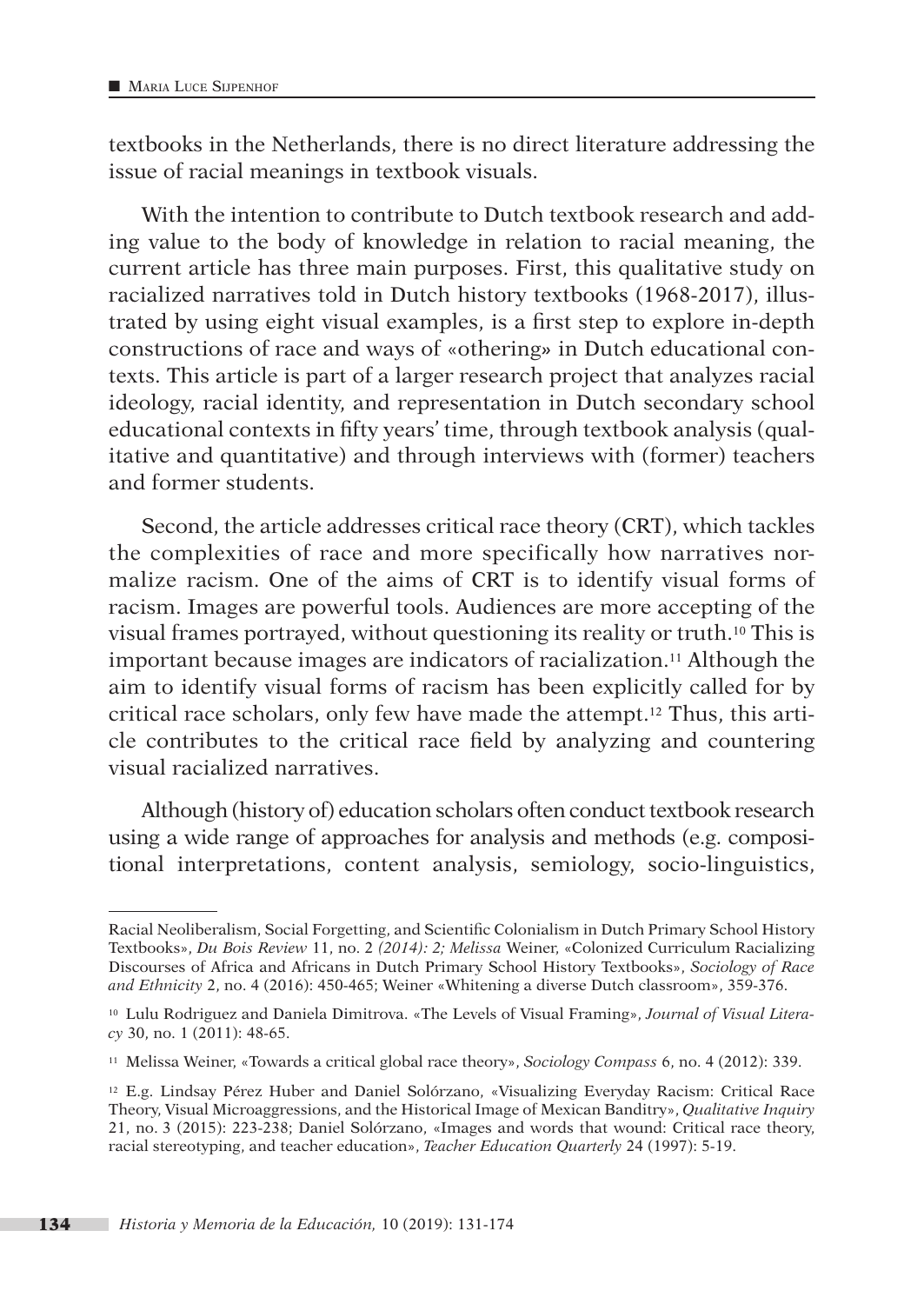textbooks in the Netherlands, there is no direct literature addressing the issue of racial meanings in textbook visuals.

With the intention to contribute to Dutch textbook research and adding value to the body of knowledge in relation to racial meaning, the current article has three main purposes. First, this qualitative study on racialized narratives told in Dutch history textbooks (1968-2017), illustrated by using eight visual examples, is a first step to explore in-depth constructions of race and ways of «othering» in Dutch educational contexts. This article is part of a larger research project that analyzes racial ideology, racial identity, and representation in Dutch secondary school educational contexts in fifty years' time, through textbook analysis (qualitative and quantitative) and through interviews with (former) teachers and former students.

Second, the article addresses critical race theory (CRT), which tackles the complexities of race and more specifically how narratives normalize racism. One of the aims of CRT is to identify visual forms of racism. Images are powerful tools. Audiences are more accepting of the visual frames portrayed, without questioning its reality or truth.[10] This is important because images are indicators of racialization.[11] Although the aim to identify visual forms of racism has been explicitly called for by critical race scholars, only few have made the attempt.[12] Thus, this article contributes to the critical race field by analyzing and countering visual racialized narratives.

Although (history of) education scholars often conduct textbook research using a wide range of approaches for analysis and methods (e.g. compositional interpretations, content analysis, semiology, socio-linguistics,

---

Racial Neoliberalism, Social Forgetting, and Scientific Colonialism in Dutch Primary School History Textbooks», *Du Bois Review* 11, no. 2 *(2014): 2; Melissa* Weiner, «Colonized Curriculum Racializing Discourses of Africa and Africans in Dutch Primary School History Textbooks», *Sociology of Race and Ethnicity* 2, no. 4 (2016): 450-465; Weiner «Whitening a diverse Dutch classroom», 359-376.

[10] Lulu Rodriguez and Daniela Dimitrova. «The Levels of Visual Framing», *Journal of Visual Literacy* 30, no. 1 (2011): 48-65.

[11] Melissa Weiner, «Towards a critical global race theory», *Sociology Compass* 6, no. 4 (2012): 339.

[12] E.g. Lindsay Pérez Huber and Daniel Solórzano, «Visualizing Everyday Racism: Critical Race Theory, Visual Microaggressions, and the Historical Image of Mexican Banditry», *Qualitative Inquiry* 21, no. 3 (2015): 223-238; Daniel Solórzano, «Images and words that wound: Critical race theory, racial stereotyping, and teacher education», *Teacher Education Quarterly* 24 (1997): 5-19.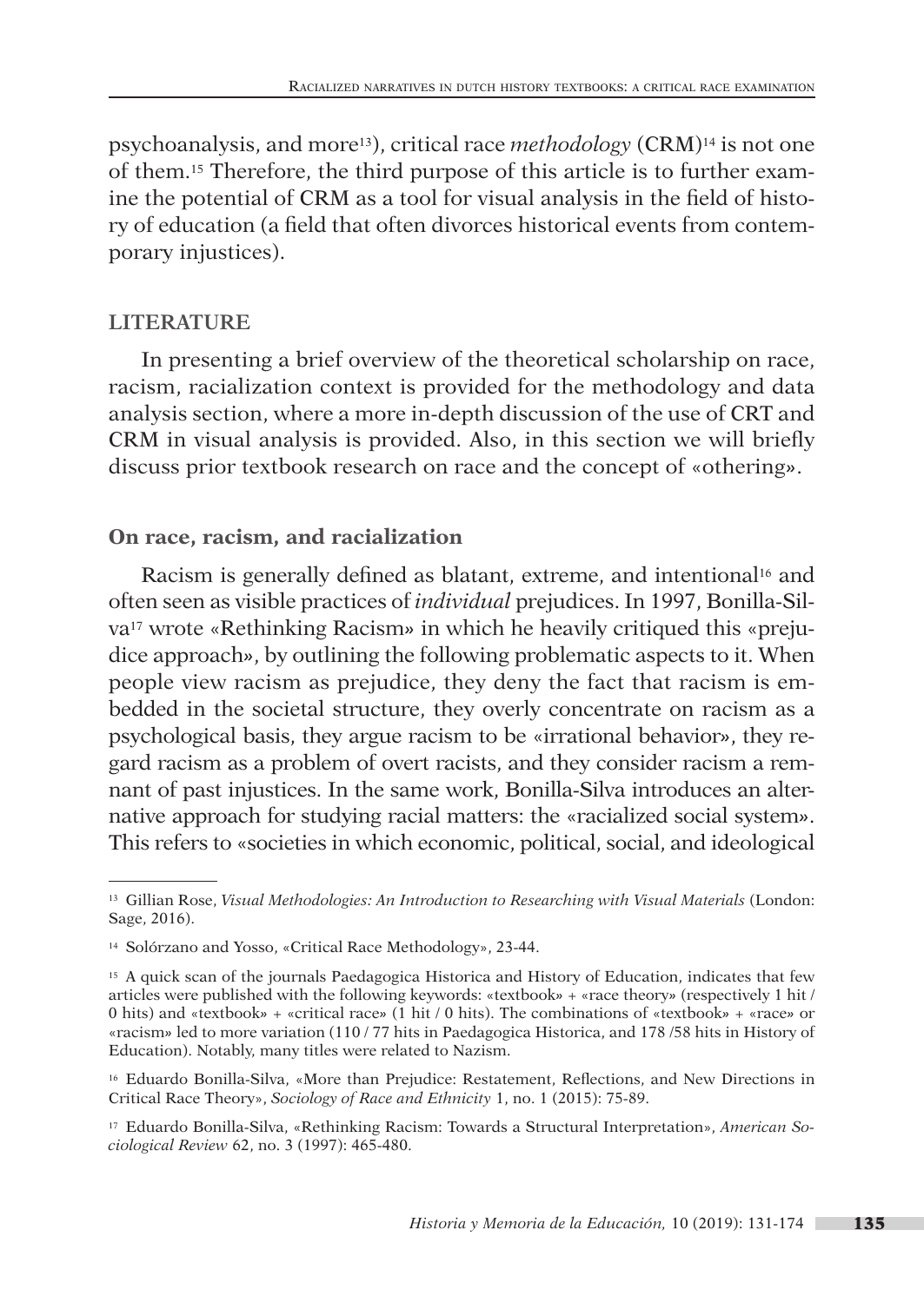psychoanalysis, and more[13]), critical race *methodology* (CRM)[14] is not one of them.[15] Therefore, the third purpose of this article is to further examine the potential of CRM as a tool for visual analysis in the field of history of education (a field that often divorces historical events from contemporary injustices).

## LITERATURE

In presenting a brief overview of the theoretical scholarship on race, racism, racialization context is provided for the methodology and data analysis section, where a more in-depth discussion of the use of CRT and CRM in visual analysis is provided. Also, in this section we will briefly discuss prior textbook research on race and the concept of «othering».

### On race, racism, and racialization

Racism is generally defined as blatant, extreme, and intentional[16] and often seen as visible practices of *individual* prejudices. In 1997, Bonilla-Silva[17] wrote «Rethinking Racism» in which he heavily critiqued this «prejudice approach», by outlining the following problematic aspects to it. When people view racism as prejudice, they deny the fact that racism is embedded in the societal structure, they overly concentrate on racism as a psychological basis, they argue racism to be «irrational behavior», they regard racism as a problem of overt racists, and they consider racism a remnant of past injustices. In the same work, Bonilla-Silva introduces an alternative approach for studying racial matters: the «racialized social system». This refers to «societies in which economic, political, social, and ideological

---

[13] Gillian Rose, *Visual Methodologies: An Introduction to Researching with Visual Materials* (London: Sage, 2016).

[14] Solórzano and Yosso, «Critical Race Methodology», 23-44.

[15] A quick scan of the journals Paedagogica Historica and History of Education, indicates that few articles were published with the following keywords: «textbook» + «race theory» (respectively 1 hit / 0 hits) and «textbook» + «critical race» (1 hit / 0 hits). The combinations of «textbook» + «race» or «racism» led to more variation (110 / 77 hits in Paedagogica Historica, and 178 /58 hits in History of Education). Notably, many titles were related to Nazism.

[16] Eduardo Bonilla-Silva, «More than Prejudice: Restatement, Reflections, and New Directions in Critical Race Theory», *Sociology of Race and Ethnicity* 1, no. 1 (2015): 75-89.

[17] Eduardo Bonilla-Silva, «Rethinking Racism: Towards a Structural Interpretation», *American Sociological Review* 62, no. 3 (1997): 465-480.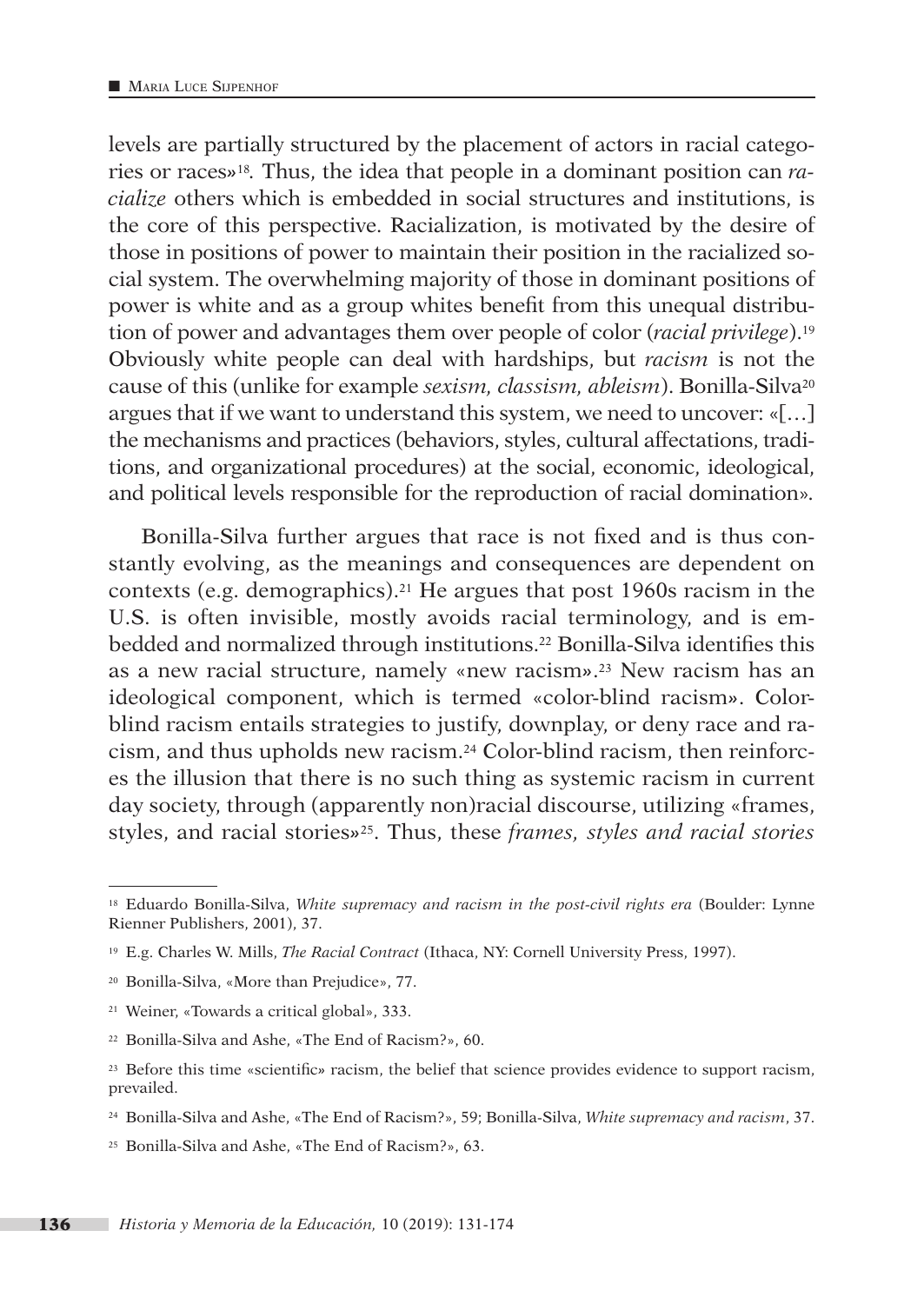levels are partially structured by the placement of actors in racial categories or races»[18]. Thus, the idea that people in a dominant position can *racialize* others which is embedded in social structures and institutions, is the core of this perspective. Racialization, is motivated by the desire of those in positions of power to maintain their position in the racialized social system. The overwhelming majority of those in dominant positions of power is white and as a group whites benefit from this unequal distribution of power and advantages them over people of color (*racial privilege*).[19] Obviously white people can deal with hardships, but *racism* is not the cause of this (unlike for example *sexism, classism, ableism*). Bonilla-Silva[20] argues that if we want to understand this system, we need to uncover: «[…] the mechanisms and practices (behaviors, styles, cultural affectations, traditions, and organizational procedures) at the social, economic, ideological, and political levels responsible for the reproduction of racial domination».

Bonilla-Silva further argues that race is not fixed and is thus constantly evolving, as the meanings and consequences are dependent on contexts (e.g. demographics).[21] He argues that post 1960s racism in the U.S. is often invisible, mostly avoids racial terminology, and is embedded and normalized through institutions.[22] Bonilla-Silva identifies this as a new racial structure, namely «new racism».[23] New racism has an ideological component, which is termed «color-blind racism». Color-blind racism entails strategies to justify, downplay, or deny race and racism, and thus upholds new racism.[24] Color-blind racism, then reinforces the illusion that there is no such thing as systemic racism in current day society, through (apparently non)racial discourse, utilizing «frames, styles, and racial stories»[25]. Thus, these *frames, styles and racial stories*

---

[18] Eduardo Bonilla-Silva, *White supremacy and racism in the post-civil rights era* (Boulder: Lynne Rienner Publishers, 2001), 37.

[19] E.g. Charles W. Mills, *The Racial Contract* (Ithaca, NY: Cornell University Press, 1997).

[20] Bonilla-Silva, «More than Prejudice», 77.

[21] Weiner, «Towards a critical global», 333.

[22] Bonilla-Silva and Ashe, «The End of Racism?», 60.

[23] Before this time «scientific» racism, the belief that science provides evidence to support racism, prevailed.

[24] Bonilla-Silva and Ashe, «The End of Racism?», 59; Bonilla-Silva, *White supremacy and racism*, 37.

[25] Bonilla-Silva and Ashe, «The End of Racism?», 63.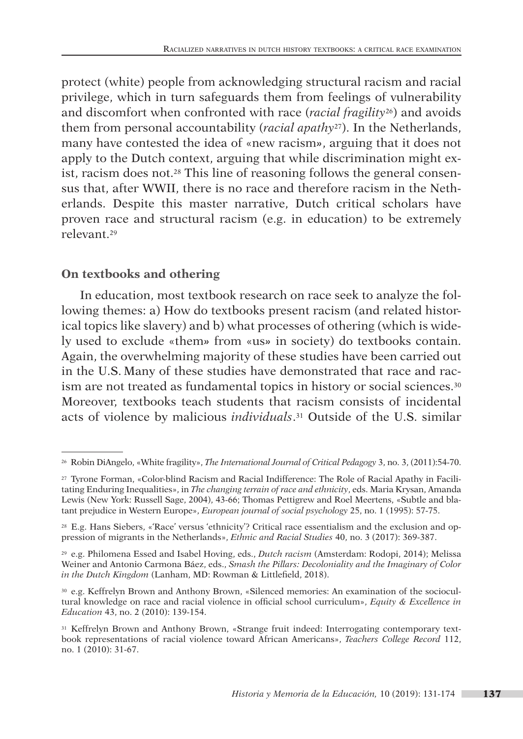protect (white) people from acknowledging structural racism and racial privilege, which in turn safeguards them from feelings of vulnerability and discomfort when confronted with race (*racial fragility*[26]) and avoids them from personal accountability (*racial apathy*[27]). In the Netherlands, many have contested the idea of «new racism», arguing that it does not apply to the Dutch context, arguing that while discrimination might exist, racism does not.[28] This line of reasoning follows the general consensus that, after WWII, there is no race and therefore racism in the Netherlands. Despite this master narrative, Dutch critical scholars have proven race and structural racism (e.g. in education) to be extremely relevant.[29]

## On textbooks and othering

In education, most textbook research on race seek to analyze the following themes: a) How do textbooks present racism (and related historical topics like slavery) and b) what processes of othering (which is widely used to exclude «them» from «us» in society) do textbooks contain. Again, the overwhelming majority of these studies have been carried out in the U.S. Many of these studies have demonstrated that race and racism are not treated as fundamental topics in history or social sciences.[30] Moreover, textbooks teach students that racism consists of incidental acts of violence by malicious *individuals*.[31] Outside of the U.S. similar

---

[26] Robin DiAngelo, «White fragility», *The International Journal of Critical Pedagogy* 3, no. 3, (2011):54-70.

[27] Tyrone Forman, «Color-blind Racism and Racial Indifference: The Role of Racial Apathy in Facilitating Enduring Inequalities», in *The changing terrain of race and ethnicity*, eds. Maria Krysan, Amanda Lewis (New York: Russell Sage, 2004), 43-66; Thomas Pettigrew and Roel Meertens, «Subtle and blatant prejudice in Western Europe», *European journal of social psychology* 25, no. 1 (1995): 57-75.

[28] E.g. Hans Siebers, «'Race' versus 'ethnicity'? Critical race essentialism and the exclusion and oppression of migrants in the Netherlands», *Ethnic and Racial Studies* 40, no. 3 (2017): 369-387.

[29] e.g. Philomena Essed and Isabel Hoving, eds., *Dutch racism* (Amsterdam: Rodopi, 2014); Melissa Weiner and Antonio Carmona Báez, eds., *Smash the Pillars: Decoloniality and the Imaginary of Color in the Dutch Kingdom* (Lanham, MD: Rowman & Littlefield, 2018).

[30] e.g. Keffrelyn Brown and Anthony Brown, «Silenced memories: An examination of the sociocultural knowledge on race and racial violence in official school curriculum», *Equity & Excellence in Education* 43, no. 2 (2010): 139-154.

[31] Keffrelyn Brown and Anthony Brown, «Strange fruit indeed: Interrogating contemporary textbook representations of racial violence toward African Americans», *Teachers College Record* 112, no. 1 (2010): 31-67.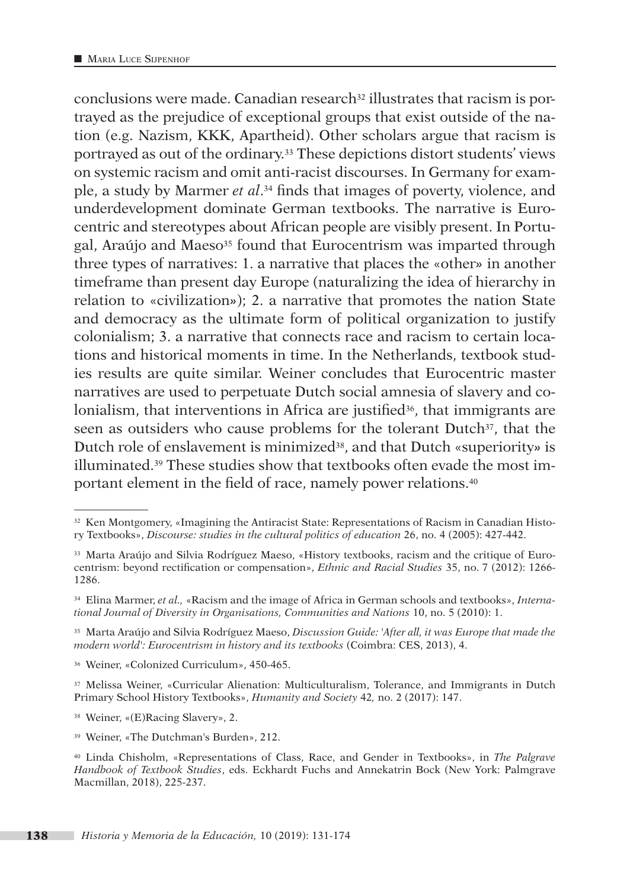conclusions were made. Canadian research[32] illustrates that racism is portrayed as the prejudice of exceptional groups that exist outside of the nation (e.g. Nazism, KKK, Apartheid). Other scholars argue that racism is portrayed as out of the ordinary.[33] These depictions distort students' views on systemic racism and omit anti-racist discourses. In Germany for example, a study by Marmer *et al*.[34] finds that images of poverty, violence, and underdevelopment dominate German textbooks. The narrative is Eurocentric and stereotypes about African people are visibly present. In Portugal, Araújo and Maeso[35] found that Eurocentrism was imparted through three types of narratives: 1. a narrative that places the «other» in another timeframe than present day Europe (naturalizing the idea of hierarchy in relation to «civilization»); 2. a narrative that promotes the nation State and democracy as the ultimate form of political organization to justify colonialism; 3. a narrative that connects race and racism to certain locations and historical moments in time. In the Netherlands, textbook studies results are quite similar. Weiner concludes that Eurocentric master narratives are used to perpetuate Dutch social amnesia of slavery and colonialism, that interventions in Africa are justified[36], that immigrants are seen as outsiders who cause problems for the tolerant Dutch[37], that the Dutch role of enslavement is minimized[38], and that Dutch «superiority» is illuminated.[39] These studies show that textbooks often evade the most important element in the field of race, namely power relations.[40]

---

[32] Ken Montgomery, «Imagining the Antiracist State: Representations of Racism in Canadian History Textbooks», *Discourse: studies in the cultural politics of education* 26, no. 4 (2005): 427-442.

[33] Marta Araújo and Silvia Rodríguez Maeso, «History textbooks, racism and the critique of Eurocentrism: beyond rectification or compensation», *Ethnic and Racial Studies* 35, no. 7 (2012): 1266-1286.

[34] Elina Marmer, *et al.,* «Racism and the image of Africa in German schools and textbooks», *International Journal of Diversity in Organisations, Communities and Nations* 10, no. 5 (2010): 1.

[35] Marta Araújo and Silvia Rodríguez Maeso, *Discussion Guide: 'After all, it was Europe that made the modern world': Eurocentrism in history and its textbooks* (Coimbra: CES, 2013), 4.

[36] Weiner, «Colonized Curriculum», 450-465.

[37] Melissa Weiner, «Curricular Alienation: Multiculturalism, Tolerance, and Immigrants in Dutch Primary School History Textbooks», *Humanity and Society* 42, no. 2 (2017): 147.

[38] Weiner, «(E)Racing Slavery», 2.

[39] Weiner, «The Dutchman's Burden», 212.

[40] Linda Chisholm, «Representations of Class, Race, and Gender in Textbooks», in *The Palgrave Handbook of Textbook Studies*, eds. Eckhardt Fuchs and Annekatrin Bock (New York: Palmgrave Macmillan, 2018), 225-237.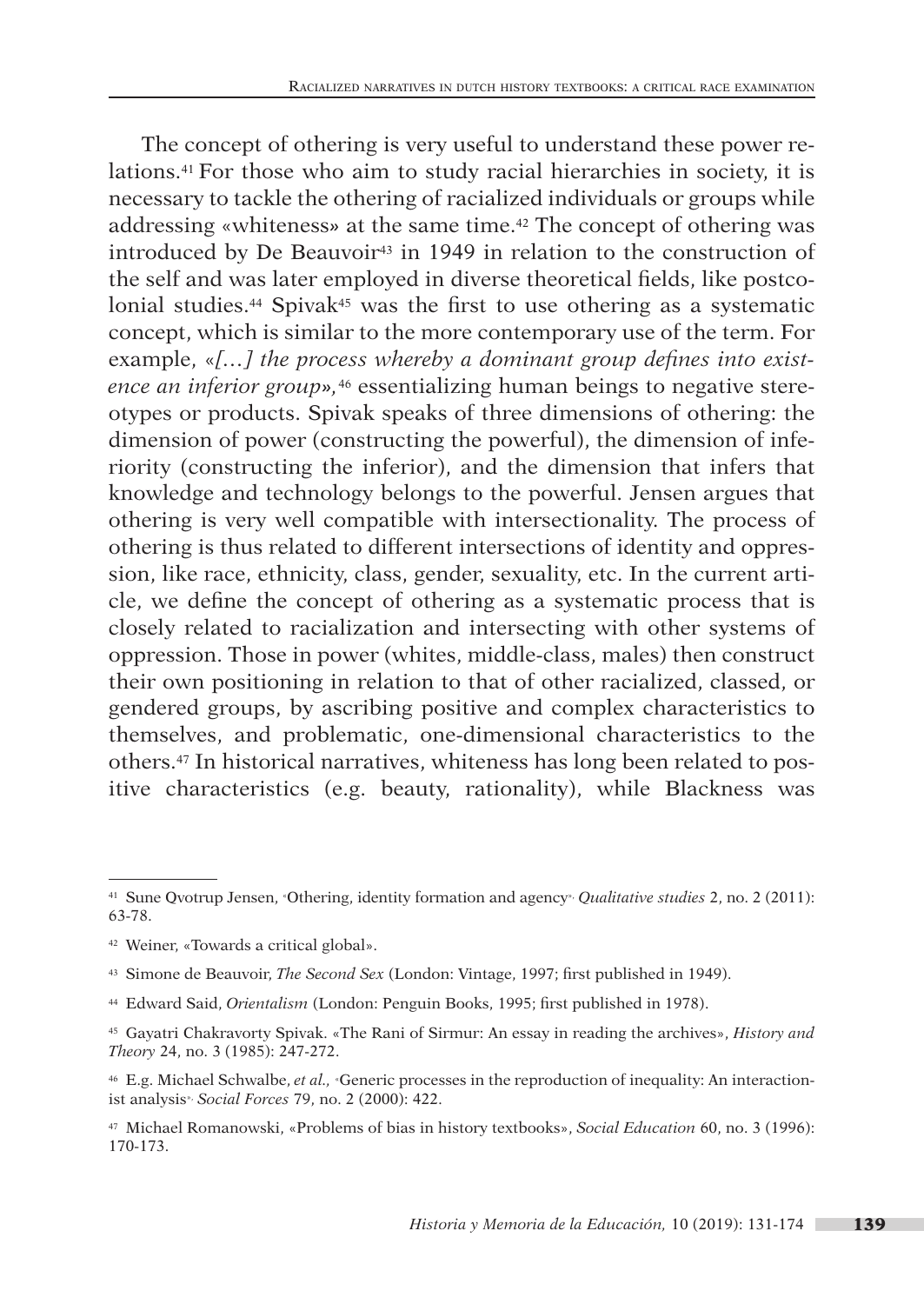The concept of othering is very useful to understand these power relations.[41] For those who aim to study racial hierarchies in society, it is necessary to tackle the othering of racialized individuals or groups while addressing «whiteness» at the same time.[42] The concept of othering was introduced by De Beauvoir[43] in 1949 in relation to the construction of the self and was later employed in diverse theoretical fields, like postcolonial studies.[44] Spivak[45] was the first to use othering as a systematic concept, which is similar to the more contemporary use of the term. For example, «*[…] the process whereby a dominant group defines into existence an inferior group*»,[46] essentializing human beings to negative stereotypes or products. Spivak speaks of three dimensions of othering: the dimension of power (constructing the powerful), the dimension of inferiority (constructing the inferior), and the dimension that infers that knowledge and technology belongs to the powerful. Jensen argues that othering is very well compatible with intersectionality. The process of othering is thus related to different intersections of identity and oppression, like race, ethnicity, class, gender, sexuality, etc. In the current article, we define the concept of othering as a systematic process that is closely related to racialization and intersecting with other systems of oppression. Those in power (whites, middle-class, males) then construct their own positioning in relation to that of other racialized, classed, or gendered groups, by ascribing positive and complex characteristics to themselves, and problematic, one-dimensional characteristics to the others.[47] In historical narratives, whiteness has long been related to positive characteristics (e.g. beauty, rationality), while Blackness was

---

[41] Sune Qvotrup Jensen, «Othering, identity formation and agency», *Qualitative studies* 2, no. 2 (2011): 63-78.

[42] Weiner, «Towards a critical global».

[43] Simone de Beauvoir, *The Second Sex* (London: Vintage, 1997; first published in 1949).

[44] Edward Said, *Orientalism* (London: Penguin Books, 1995; first published in 1978).

[45] Gayatri Chakravorty Spivak. «The Rani of Sirmur: An essay in reading the archives», *History and Theory* 24, no. 3 (1985): 247-272.

[46] E.g. Michael Schwalbe, *et al.*, «Generic processes in the reproduction of inequality: An interactionist analysis», *Social Forces* 79, no. 2 (2000): 422.

[47] Michael Romanowski, «Problems of bias in history textbooks», *Social Education* 60, no. 3 (1996): 170-173.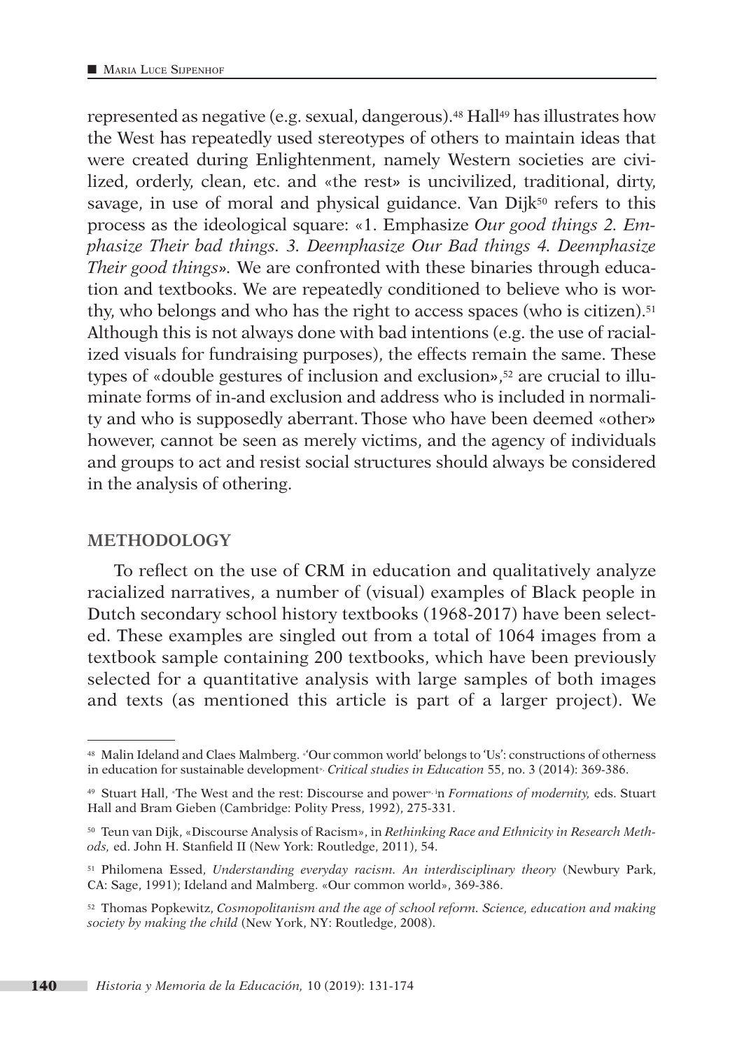represented as negative (e.g. sexual, dangerous).[48] Hall[49] has illustrates how the West has repeatedly used stereotypes of others to maintain ideas that were created during Enlightenment, namely Western societies are civilized, orderly, clean, etc. and «the rest» is uncivilized, traditional, dirty, savage, in use of moral and physical guidance. Van Dijk[50] refers to this process as the ideological square: «1. Emphasize *Our good things 2. Emphasize Their bad things. 3. Deemphasize Our Bad things 4. Deemphasize Their good things*». We are confronted with these binaries through education and textbooks. We are repeatedly conditioned to believe who is worthy, who belongs and who has the right to access spaces (who is citizen).[51] Although this is not always done with bad intentions (e.g. the use of racialized visuals for fundraising purposes), the effects remain the same. These types of «double gestures of inclusion and exclusion»,[52] are crucial to illuminate forms of in-and exclusion and address who is included in normality and who is supposedly aberrant. Those who have been deemed «other» however, cannot be seen as merely victims, and the agency of individuals and groups to act and resist social structures should always be considered in the analysis of othering.

## METHODOLOGY

To reflect on the use of CRM in education and qualitatively analyze racialized narratives, a number of (visual) examples of Black people in Dutch secondary school history textbooks (1968-2017) have been selected. These examples are singled out from a total of 1064 images from a textbook sample containing 200 textbooks, which have been previously selected for a quantitative analysis with large samples of both images and texts (as mentioned this article is part of a larger project). We

---

[48] Malin Ideland and Claes Malmberg. «'Our common world' belongs to 'Us': constructions of otherness in education for sustainable development» *Critical studies in Education* 55, no. 3 (2014): 369-386.

[49] Stuart Hall, «The West and the rest: Discourse and power», in *Formations of modernity,* eds. Stuart Hall and Bram Gieben (Cambridge: Polity Press, 1992), 275-331.

[50] Teun van Dijk, «Discourse Analysis of Racism», in *Rethinking Race and Ethnicity in Research Methods,* ed. John H. Stanfield II (New York: Routledge, 2011), 54.

[51] Philomena Essed, *Understanding everyday racism. An interdisciplinary theory* (Newbury Park, CA: Sage, 1991); Ideland and Malmberg. «Our common world», 369-386.

[52] Thomas Popkewitz, *Cosmopolitanism and the age of school reform. Science, education and making society by making the child* (New York, NY: Routledge, 2008).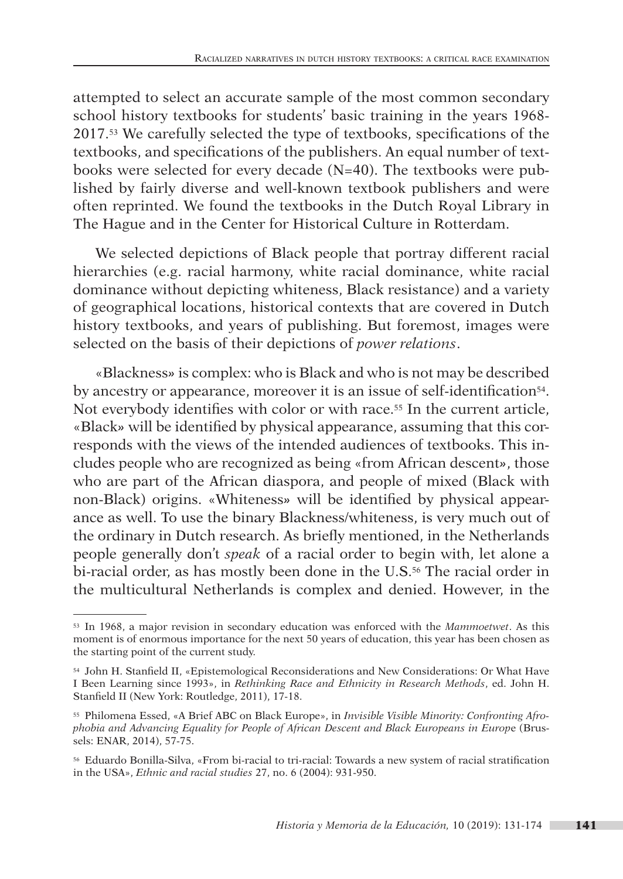attempted to select an accurate sample of the most common secondary school history textbooks for students' basic training in the years 1968-2017.[53] We carefully selected the type of textbooks, specifications of the textbooks, and specifications of the publishers. An equal number of textbooks were selected for every decade (N=40). The textbooks were published by fairly diverse and well-known textbook publishers and were often reprinted. We found the textbooks in the Dutch Royal Library in The Hague and in the Center for Historical Culture in Rotterdam.

We selected depictions of Black people that portray different racial hierarchies (e.g. racial harmony, white racial dominance, white racial dominance without depicting whiteness, Black resistance) and a variety of geographical locations, historical contexts that are covered in Dutch history textbooks, and years of publishing. But foremost, images were selected on the basis of their depictions of *power relations*.

«Blackness» is complex: who is Black and who is not may be described by ancestry or appearance, moreover it is an issue of self-identification[54]. Not everybody identifies with color or with race.[55] In the current article, «Black» will be identified by physical appearance, assuming that this corresponds with the views of the intended audiences of textbooks. This includes people who are recognized as being «from African descent», those who are part of the African diaspora, and people of mixed (Black with non-Black) origins. «Whiteness» will be identified by physical appearance as well. To use the binary Blackness/whiteness, is very much out of the ordinary in Dutch research. As briefly mentioned, in the Netherlands people generally don't *speak* of a racial order to begin with, let alone a bi-racial order, as has mostly been done in the U.S.[56] The racial order in the multicultural Netherlands is complex and denied. However, in the

---

[53] In 1968, a major revision in secondary education was enforced with the *Mammoetwet*. As this moment is of enormous importance for the next 50 years of education, this year has been chosen as the starting point of the current study.

[54] John H. Stanfield II, «Epistemological Reconsiderations and New Considerations: Or What Have I Been Learning since 1993», in *Rethinking Race and Ethnicity in Research Methods*, ed. John H. Stanfield II (New York: Routledge, 2011), 17-18.

[55] Philomena Essed, «A Brief ABC on Black Europe», in *Invisible Visible Minority: Confronting Afrophobia and Advancing Equality for People of African Descent and Black Europeans in Europe* (Brussels: ENAR, 2014), 57-75.

[56] Eduardo Bonilla-Silva, «From bi-racial to tri-racial: Towards a new system of racial stratification in the USA», *Ethnic and racial studies* 27, no. 6 (2004): 931-950.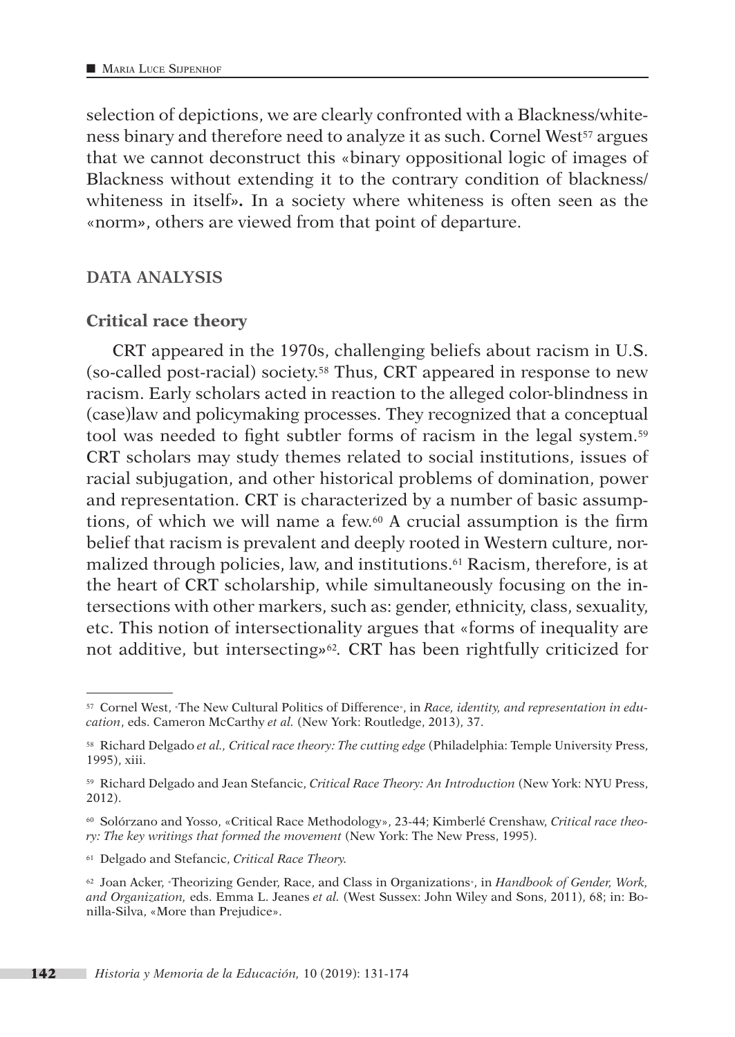selection of depictions, we are clearly confronted with a Blackness/whiteness binary and therefore need to analyze it as such. Cornel West[57] argues that we cannot deconstruct this «binary oppositional logic of images of Blackness without extending it to the contrary condition of blackness/whiteness in itself». In a society where whiteness is often seen as the «norm», others are viewed from that point of departure.

## DATA ANALYSIS

### Critical race theory

CRT appeared in the 1970s, challenging beliefs about racism in U.S. (so-called post-racial) society.[58] Thus, CRT appeared in response to new racism. Early scholars acted in reaction to the alleged color-blindness in (case)law and policymaking processes. They recognized that a conceptual tool was needed to fight subtler forms of racism in the legal system.[59] CRT scholars may study themes related to social institutions, issues of racial subjugation, and other historical problems of domination, power and representation. CRT is characterized by a number of basic assumptions, of which we will name a few.[60] A crucial assumption is the firm belief that racism is prevalent and deeply rooted in Western culture, normalized through policies, law, and institutions.[61] Racism, therefore, is at the heart of CRT scholarship, while simultaneously focusing on the intersections with other markers, such as: gender, ethnicity, class, sexuality, etc. This notion of intersectionality argues that «forms of inequality are not additive, but intersecting»[62]. CRT has been rightfully criticized for

---

[57] Cornel West, «The New Cultural Politics of Difference», in *Race, identity, and representation in education*, eds. Cameron McCarthy *et al.* (New York: Routledge, 2013), 37.

[58] Richard Delgado *et al.*, *Critical race theory: The cutting edge* (Philadelphia: Temple University Press, 1995), xiii.

[59] Richard Delgado and Jean Stefancic, *Critical Race Theory: An Introduction* (New York: NYU Press, 2012).

[60] Solórzano and Yosso, «Critical Race Methodology», 23-44; Kimberlé Crenshaw, *Critical race theory: The key writings that formed the movement* (New York: The New Press, 1995).

[61] Delgado and Stefancic, *Critical Race Theory.*

[62] Joan Acker, «Theorizing Gender, Race, and Class in Organizations», in *Handbook of Gender, Work, and Organization*, eds. Emma L. Jeanes *et al.* (West Sussex: John Wiley and Sons, 2011), 68; in: Bonilla-Silva, «More than Prejudice».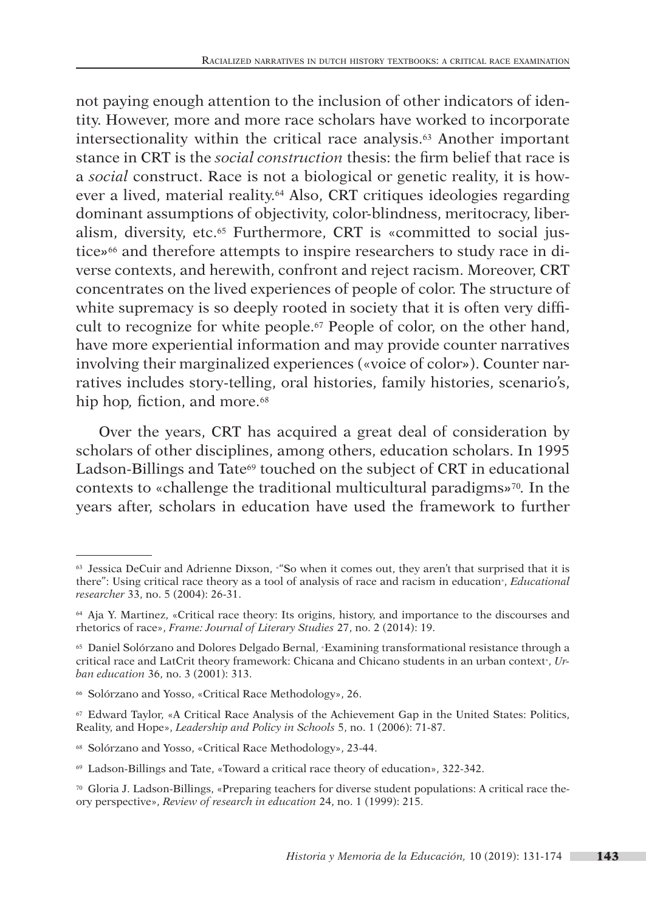not paying enough attention to the inclusion of other indicators of identity. However, more and more race scholars have worked to incorporate intersectionality within the critical race analysis.[63] Another important stance in CRT is the *social construction* thesis: the firm belief that race is a *social* construct. Race is not a biological or genetic reality, it is however a lived, material reality.[64] Also, CRT critiques ideologies regarding dominant assumptions of objectivity, color-blindness, meritocracy, liberalism, diversity, etc.[65] Furthermore, CRT is «committed to social justice»[66] and therefore attempts to inspire researchers to study race in diverse contexts, and herewith, confront and reject racism. Moreover, CRT concentrates on the lived experiences of people of color. The structure of white supremacy is so deeply rooted in society that it is often very difficult to recognize for white people.[67] People of color, on the other hand, have more experiential information and may provide counter narratives involving their marginalized experiences («voice of color»). Counter narratives includes story-telling, oral histories, family histories, scenario's, hip hop, fiction, and more.[68]

Over the years, CRT has acquired a great deal of consideration by scholars of other disciplines, among others, education scholars. In 1995 Ladson-Billings and Tate[69] touched on the subject of CRT in educational contexts to «challenge the traditional multicultural paradigms»[70]. In the years after, scholars in education have used the framework to further

---

[63] Jessica DeCuir and Adrienne Dixson, «"So when it comes out, they aren't that surprised that it is there": Using critical race theory as a tool of analysis of race and racism in education», *Educational researcher* 33, no. 5 (2004): 26-31.

[64] Aja Y. Martinez, «Critical race theory: Its origins, history, and importance to the discourses and rhetorics of race», *Frame: Journal of Literary Studies* 27, no. 2 (2014): 19.

[65] Daniel Solórzano and Dolores Delgado Bernal, «Examining transformational resistance through a critical race and LatCrit theory framework: Chicana and Chicano students in an urban context», *Urban education* 36, no. 3 (2001): 313.

[66] Solórzano and Yosso, «Critical Race Methodology», 26.

[67] Edward Taylor, «A Critical Race Analysis of the Achievement Gap in the United States: Politics, Reality, and Hope», *Leadership and Policy in Schools* 5, no. 1 (2006): 71-87.

[68] Solórzano and Yosso, «Critical Race Methodology», 23-44.

[69] Ladson-Billings and Tate, «Toward a critical race theory of education», 322-342.

[70] Gloria J. Ladson-Billings, «Preparing teachers for diverse student populations: A critical race theory perspective», *Review of research in education* 24, no. 1 (1999): 215.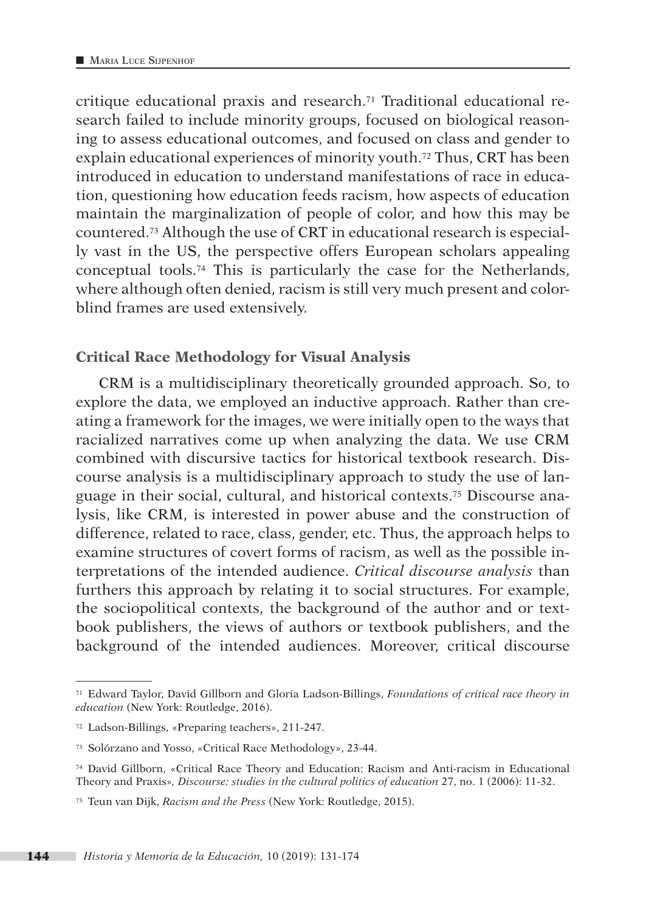critique educational praxis and research.[71] Traditional educational research failed to include minority groups, focused on biological reasoning to assess educational outcomes, and focused on class and gender to explain educational experiences of minority youth.[72] Thus, CRT has been introduced in education to understand manifestations of race in education, questioning how education feeds racism, how aspects of education maintain the marginalization of people of color, and how this may be countered.[73] Although the use of CRT in educational research is especially vast in the US, the perspective offers European scholars appealing conceptual tools.[74] This is particularly the case for the Netherlands, where although often denied, racism is still very much present and colorblind frames are used extensively.

## Critical Race Methodology for Visual Analysis

CRM is a multidisciplinary theoretically grounded approach. So, to explore the data, we employed an inductive approach. Rather than creating a framework for the images, we were initially open to the ways that racialized narratives come up when analyzing the data. We use CRM combined with discursive tactics for historical textbook research. Discourse analysis is a multidisciplinary approach to study the use of language in their social, cultural, and historical contexts.[75] Discourse analysis, like CRM, is interested in power abuse and the construction of difference, related to race, class, gender, etc. Thus, the approach helps to examine structures of covert forms of racism, as well as the possible interpretations of the intended audience. *Critical discourse analysis* than furthers this approach by relating it to social structures. For example, the sociopolitical contexts, the background of the author and or textbook publishers, the views of authors or textbook publishers, and the background of the intended audiences. Moreover, critical discourse

---

[71] Edward Taylor, David Gillborn and Gloria Ladson-Billings, *Foundations of critical race theory in education* (New York: Routledge, 2016).

[72] Ladson-Billings, «Preparing teachers», 211-247.

[73] Solórzano and Yosso, «Critical Race Methodology», 23-44.

[74] David Gillborn, «Critical Race Theory and Education: Racism and Anti-racism in Educational Theory and Praxis», *Discourse: studies in the cultural politics of education* 27, no. 1 (2006): 11-32.

[75] Teun van Dijk, *Racism and the Press* (New York: Routledge, 2015).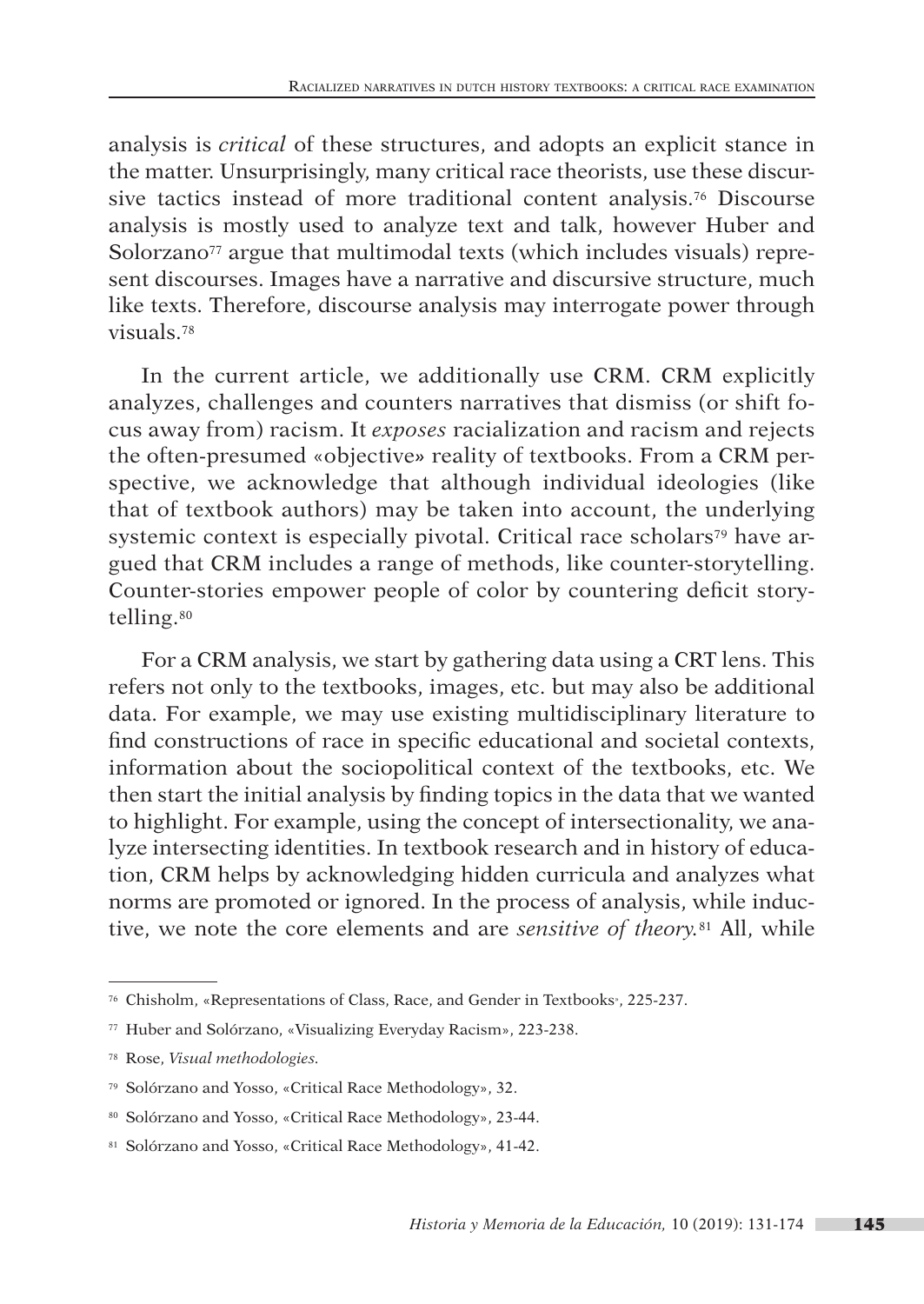analysis is *critical* of these structures, and adopts an explicit stance in the matter. Unsurprisingly, many critical race theorists, use these discursive tactics instead of more traditional content analysis.[76] Discourse analysis is mostly used to analyze text and talk, however Huber and Solorzano[77] argue that multimodal texts (which includes visuals) represent discourses. Images have a narrative and discursive structure, much like texts. Therefore, discourse analysis may interrogate power through visuals.[78]

In the current article, we additionally use CRM. CRM explicitly analyzes, challenges and counters narratives that dismiss (or shift focus away from) racism. It *exposes* racialization and racism and rejects the often-presumed «objective» reality of textbooks. From a CRM perspective, we acknowledge that although individual ideologies (like that of textbook authors) may be taken into account, the underlying systemic context is especially pivotal. Critical race scholars[79] have argued that CRM includes a range of methods, like counter-storytelling. Counter-stories empower people of color by countering deficit storytelling.[80]

For a CRM analysis, we start by gathering data using a CRT lens. This refers not only to the textbooks, images, etc. but may also be additional data. For example, we may use existing multidisciplinary literature to find constructions of race in specific educational and societal contexts, information about the sociopolitical context of the textbooks, etc. We then start the initial analysis by finding topics in the data that we wanted to highlight. For example, using the concept of intersectionality, we analyze intersecting identities. In textbook research and in history of education, CRM helps by acknowledging hidden curricula and analyzes what norms are promoted or ignored. In the process of analysis, while inductive, we note the core elements and are *sensitive of theory.*[81] All, while

---

[76] Chisholm, «Representations of Class, Race, and Gender in Textbooks», 225-237.

[77] Huber and Solórzano, «Visualizing Everyday Racism», 223-238.

[78] Rose, *Visual methodologies*.

[79] Solórzano and Yosso, «Critical Race Methodology», 32.

[80] Solórzano and Yosso, «Critical Race Methodology», 23-44.

[81] Solórzano and Yosso, «Critical Race Methodology», 41-42.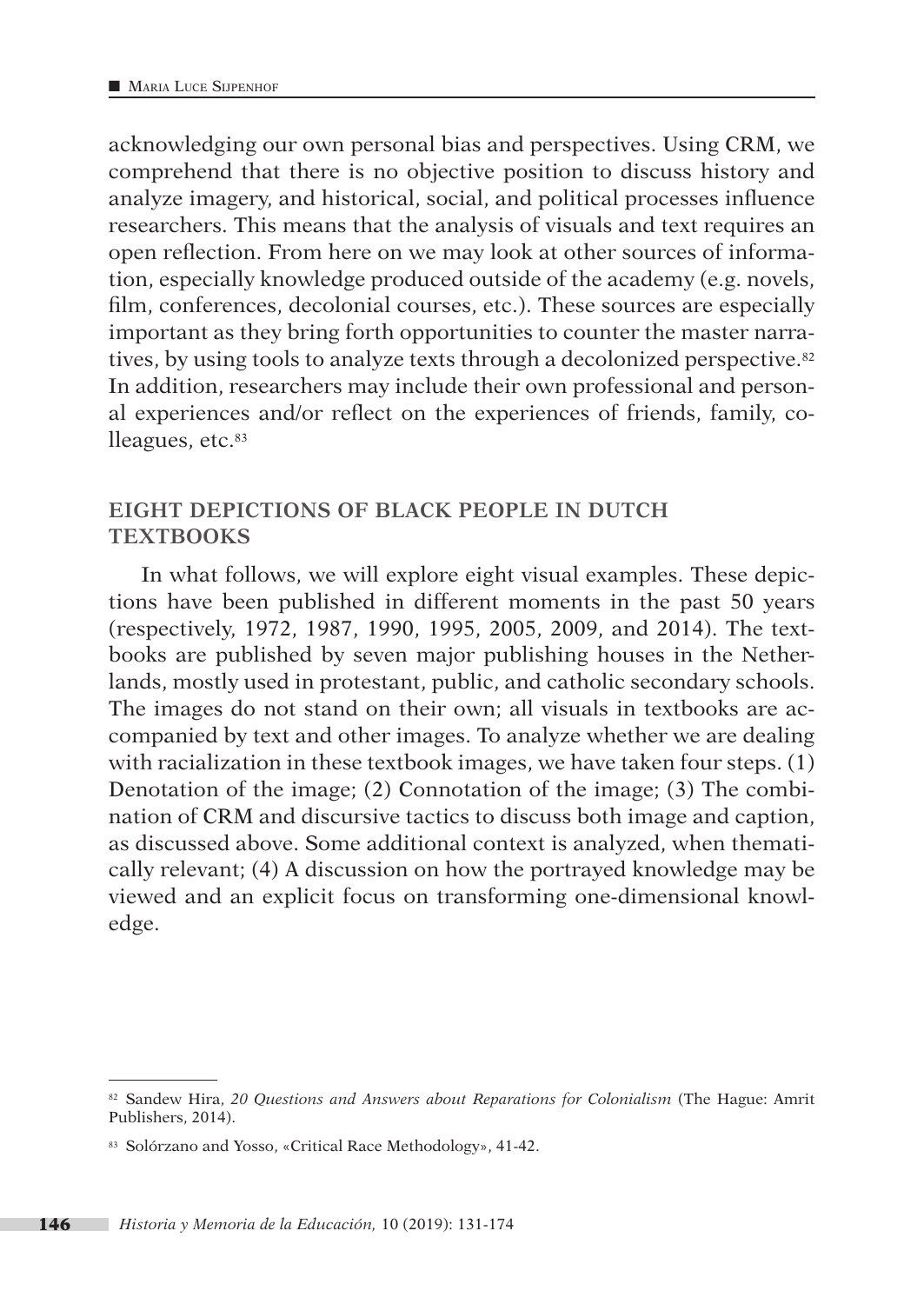acknowledging our own personal bias and perspectives. Using CRM, we comprehend that there is no objective position to discuss history and analyze imagery, and historical, social, and political processes influence researchers. This means that the analysis of visuals and text requires an open reflection. From here on we may look at other sources of information, especially knowledge produced outside of the academy (e.g. novels, film, conferences, decolonial courses, etc.). These sources are especially important as they bring forth opportunities to counter the master narratives, by using tools to analyze texts through a decolonized perspective.[82] In addition, researchers may include their own professional and personal experiences and/or reflect on the experiences of friends, family, colleagues, etc.[83]

## EIGHT DEPICTIONS OF BLACK PEOPLE IN DUTCH TEXTBOOKS

In what follows, we will explore eight visual examples. These depictions have been published in different moments in the past 50 years (respectively, 1972, 1987, 1990, 1995, 2005, 2009, and 2014). The textbooks are published by seven major publishing houses in the Netherlands, mostly used in protestant, public, and catholic secondary schools. The images do not stand on their own; all visuals in textbooks are accompanied by text and other images. To analyze whether we are dealing with racialization in these textbook images, we have taken four steps. (1) Denotation of the image; (2) Connotation of the image; (3) The combination of CRM and discursive tactics to discuss both image and caption, as discussed above. Some additional context is analyzed, when thematically relevant; (4) A discussion on how the portrayed knowledge may be viewed and an explicit focus on transforming one-dimensional knowledge.

---

[82] Sandew Hira, *20 Questions and Answers about Reparations for Colonialism* (The Hague: Amrit Publishers, 2014).

[83] Solórzano and Yosso, «Critical Race Methodology», 41-42.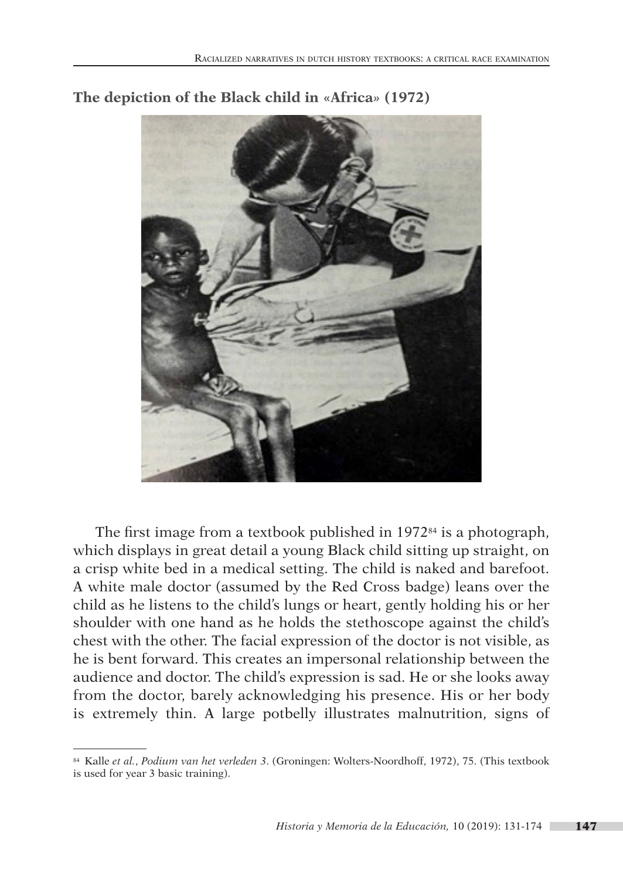**The depiction of the Black child in «Africa» (1972)**

The first image from a textbook published in 1972[84] is a photograph, which displays in great detail a young Black child sitting up straight, on a crisp white bed in a medical setting. The child is naked and barefoot. A white male doctor (assumed by the Red Cross badge) leans over the child as he listens to the child's lungs or heart, gently holding his or her shoulder with one hand as he holds the stethoscope against the child's chest with the other. The facial expression of the doctor is not visible, as he is bent forward. This creates an impersonal relationship between the audience and doctor. The child's expression is sad. He or she looks away from the doctor, barely acknowledging his presence. His or her body is extremely thin. A large potbelly illustrates malnutrition, signs of

[84] Kalle *et al.*, *Podium van het verleden 3*. (Groningen: Wolters-Noordhoff, 1972), 75. (This textbook is used for year 3 basic training).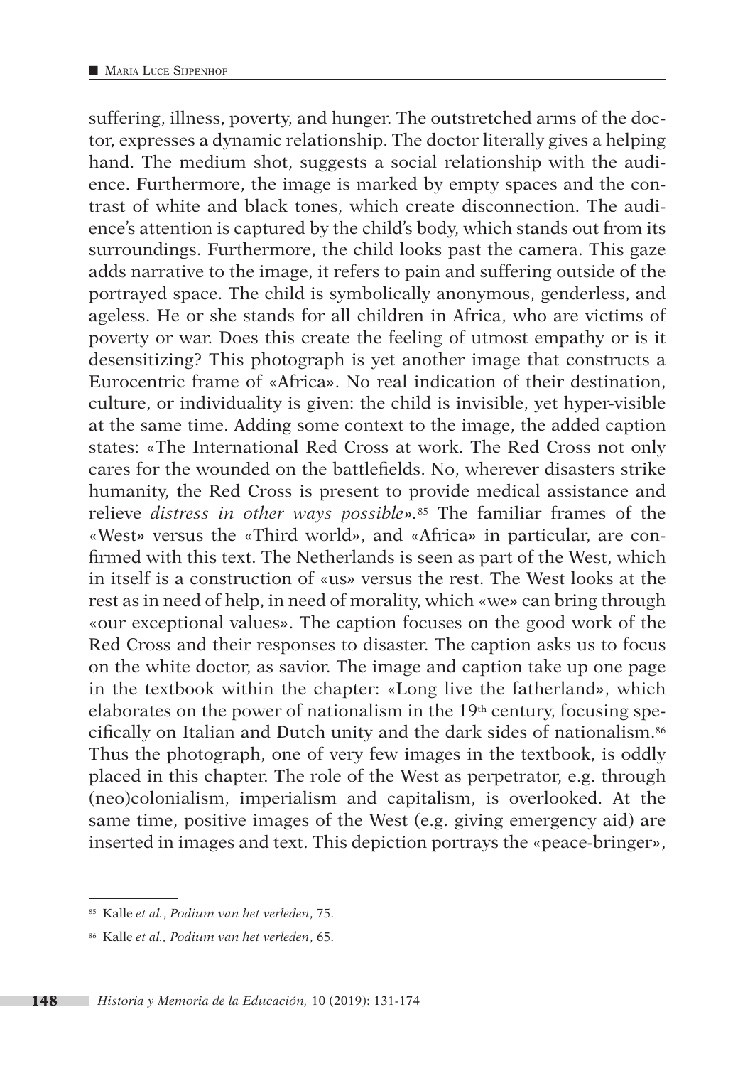suffering, illness, poverty, and hunger. The outstretched arms of the doctor, expresses a dynamic relationship. The doctor literally gives a helping hand. The medium shot, suggests a social relationship with the audience. Furthermore, the image is marked by empty spaces and the contrast of white and black tones, which create disconnection. The audience's attention is captured by the child's body, which stands out from its surroundings. Furthermore, the child looks past the camera. This gaze adds narrative to the image, it refers to pain and suffering outside of the portrayed space. The child is symbolically anonymous, genderless, and ageless. He or she stands for all children in Africa, who are victims of poverty or war. Does this create the feeling of utmost empathy or is it desensitizing? This photograph is yet another image that constructs a Eurocentric frame of «Africa». No real indication of their destination, culture, or individuality is given: the child is invisible, yet hyper-visible at the same time. Adding some context to the image, the added caption states: «The International Red Cross at work. The Red Cross not only cares for the wounded on the battlefields. No, wherever disasters strike humanity, the Red Cross is present to provide medical assistance and relieve *distress in other ways possible*».[85] The familiar frames of the «West» versus the «Third world», and «Africa» in particular, are confirmed with this text. The Netherlands is seen as part of the West, which in itself is a construction of «us» versus the rest. The West looks at the rest as in need of help, in need of morality, which «we» can bring through «our exceptional values». The caption focuses on the good work of the Red Cross and their responses to disaster. The caption asks us to focus on the white doctor, as savior. The image and caption take up one page in the textbook within the chapter: «Long live the fatherland», which elaborates on the power of nationalism in the 19th century, focusing specifically on Italian and Dutch unity and the dark sides of nationalism.[86] Thus the photograph, one of very few images in the textbook, is oddly placed in this chapter. The role of the West as perpetrator, e.g. through (neo)colonialism, imperialism and capitalism, is overlooked. At the same time, positive images of the West (e.g. giving emergency aid) are inserted in images and text. This depiction portrays the «peace-bringer»,

---

[85] Kalle *et al.*, *Podium van het verleden*, 75.

[86] Kalle *et al., Podium van het verleden*, 65.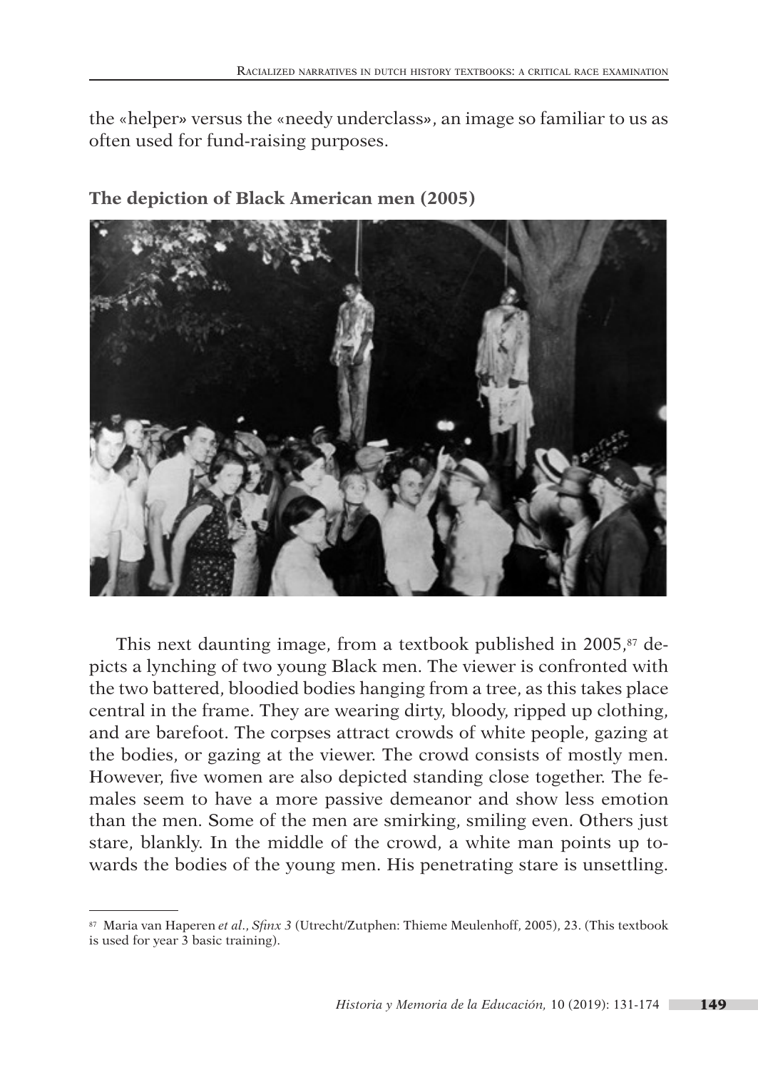the «helper» versus the «needy underclass», an image so familiar to us as often used for fund-raising purposes.

### The depiction of Black American men (2005)

This next daunting image, from a textbook published in 2005,[87] depicts a lynching of two young Black men. The viewer is confronted with the two battered, bloodied bodies hanging from a tree, as this takes place central in the frame. They are wearing dirty, bloody, ripped up clothing, and are barefoot. The corpses attract crowds of white people, gazing at the bodies, or gazing at the viewer. The crowd consists of mostly men. However, five women are also depicted standing close together. The females seem to have a more passive demeanor and show less emotion than the men. Some of the men are smirking, smiling even. Others just stare, blankly. In the middle of the crowd, a white man points up towards the bodies of the young men. His penetrating stare is unsettling.

---

[87] Maria van Haperen *et al*., *Sfinx 3* (Utrecht/Zutphen: Thieme Meulenhoff, 2005), 23. (This textbook is used for year 3 basic training).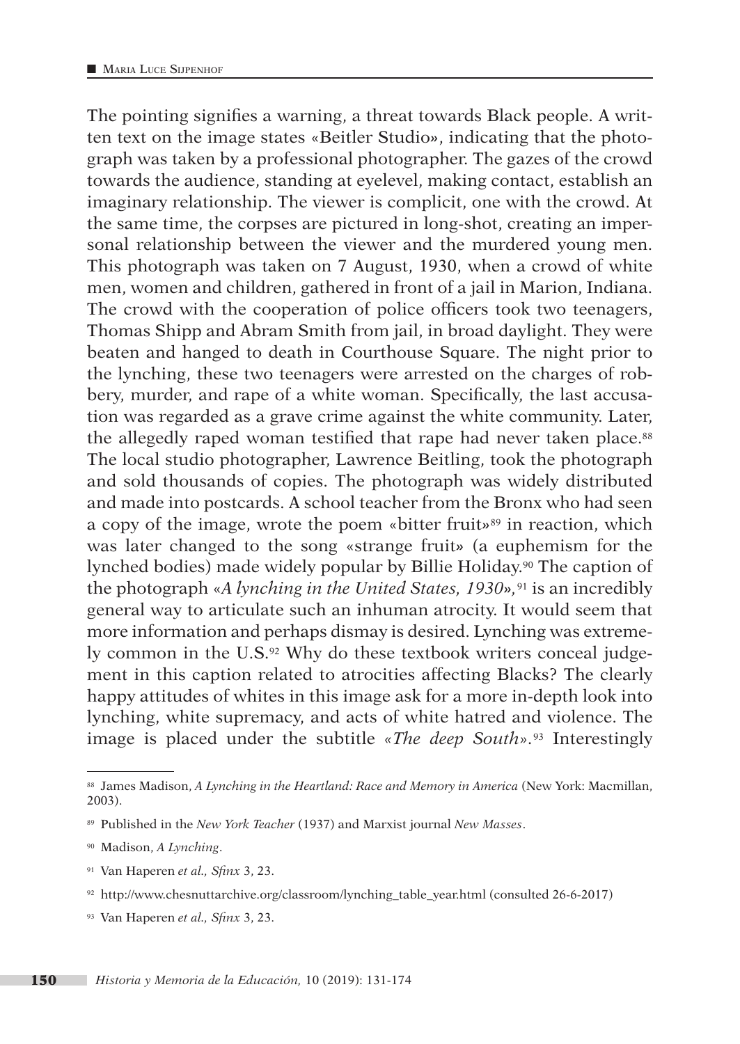The pointing signifies a warning, a threat towards Black people. A written text on the image states «Beitler Studio», indicating that the photograph was taken by a professional photographer. The gazes of the crowd towards the audience, standing at eyelevel, making contact, establish an imaginary relationship. The viewer is complicit, one with the crowd. At the same time, the corpses are pictured in long-shot, creating an impersonal relationship between the viewer and the murdered young men. This photograph was taken on 7 August, 1930, when a crowd of white men, women and children, gathered in front of a jail in Marion, Indiana. The crowd with the cooperation of police officers took two teenagers, Thomas Shipp and Abram Smith from jail, in broad daylight. They were beaten and hanged to death in Courthouse Square. The night prior to the lynching, these two teenagers were arrested on the charges of robbery, murder, and rape of a white woman. Specifically, the last accusation was regarded as a grave crime against the white community. Later, the allegedly raped woman testified that rape had never taken place.[88] The local studio photographer, Lawrence Beitling, took the photograph and sold thousands of copies. The photograph was widely distributed and made into postcards. A school teacher from the Bronx who had seen a copy of the image, wrote the poem «bitter fruit»[89] in reaction, which was later changed to the song «strange fruit» (a euphemism for the lynched bodies) made widely popular by Billie Holiday.[90] The caption of the photograph «*A lynching in the United States, 1930*»,[91] is an incredibly general way to articulate such an inhuman atrocity. It would seem that more information and perhaps dismay is desired. Lynching was extremely common in the U.S.[92] Why do these textbook writers conceal judgement in this caption related to atrocities affecting Blacks? The clearly happy attitudes of whites in this image ask for a more in-depth look into lynching, white supremacy, and acts of white hatred and violence. The image is placed under the subtitle «*The deep South*».[93] Interestingly

---

[88] James Madison, *A Lynching in the Heartland: Race and Memory in America* (New York: Macmillan, 2003).

[89] Published in the *New York Teacher* (1937) and Marxist journal *New Masses*.

[90] Madison, *A Lynching*.

[91] Van Haperen *et al., Sfinx* 3, 23.

[92] http://www.chesnuttarchive.org/classroom/lynching_table_year.html (consulted 26-6-2017)

[93] Van Haperen *et al., Sfinx* 3, 23.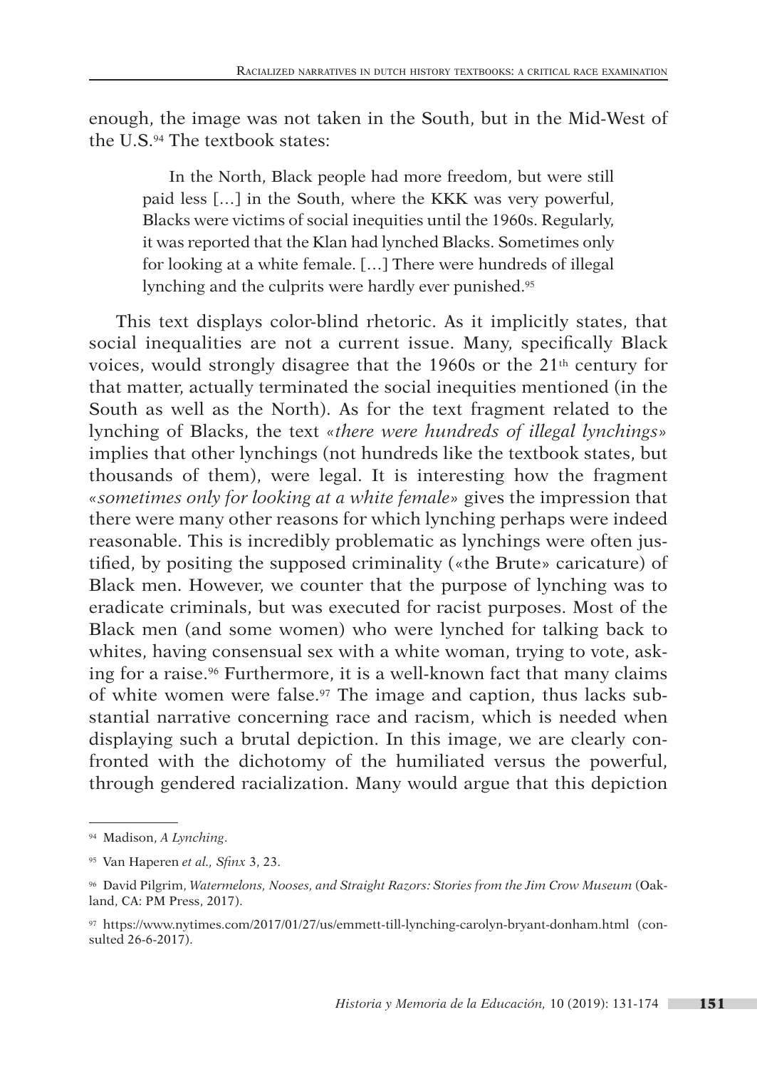enough, the image was not taken in the South, but in the Mid-West of the U.S.[94] The textbook states:

> In the North, Black people had more freedom, but were still paid less […] in the South, where the KKK was very powerful, Blacks were victims of social inequities until the 1960s. Regularly, it was reported that the Klan had lynched Blacks. Sometimes only for looking at a white female. […] There were hundreds of illegal lynching and the culprits were hardly ever punished.[95]

This text displays color-blind rhetoric. As it implicitly states, that social inequalities are not a current issue. Many, specifically Black voices, would strongly disagree that the 1960s or the 21th century for that matter, actually terminated the social inequities mentioned (in the South as well as the North). As for the text fragment related to the lynching of Blacks, the text «*there were hundreds of illegal lynchings*» implies that other lynchings (not hundreds like the textbook states, but thousands of them), were legal. It is interesting how the fragment «*sometimes only for looking at a white female*» gives the impression that there were many other reasons for which lynching perhaps were indeed reasonable. This is incredibly problematic as lynchings were often justified, by positing the supposed criminality («the Brute» caricature) of Black men. However, we counter that the purpose of lynching was to eradicate criminals, but was executed for racist purposes. Most of the Black men (and some women) who were lynched for talking back to whites, having consensual sex with a white woman, trying to vote, asking for a raise.[96] Furthermore, it is a well-known fact that many claims of white women were false.[97] The image and caption, thus lacks substantial narrative concerning race and racism, which is needed when displaying such a brutal depiction. In this image, we are clearly confronted with the dichotomy of the humiliated versus the powerful, through gendered racialization. Many would argue that this depiction

---

[94] Madison, *A Lynching*.

[95] Van Haperen *et al., Sfinx* 3, 23.

[96] David Pilgrim, *Watermelons, Nooses, and Straight Razors: Stories from the Jim Crow Museum* (Oakland, CA: PM Press, 2017).

[97] https://www.nytimes.com/2017/01/27/us/emmett-till-lynching-carolyn-bryant-donham.html (consulted 26-6-2017).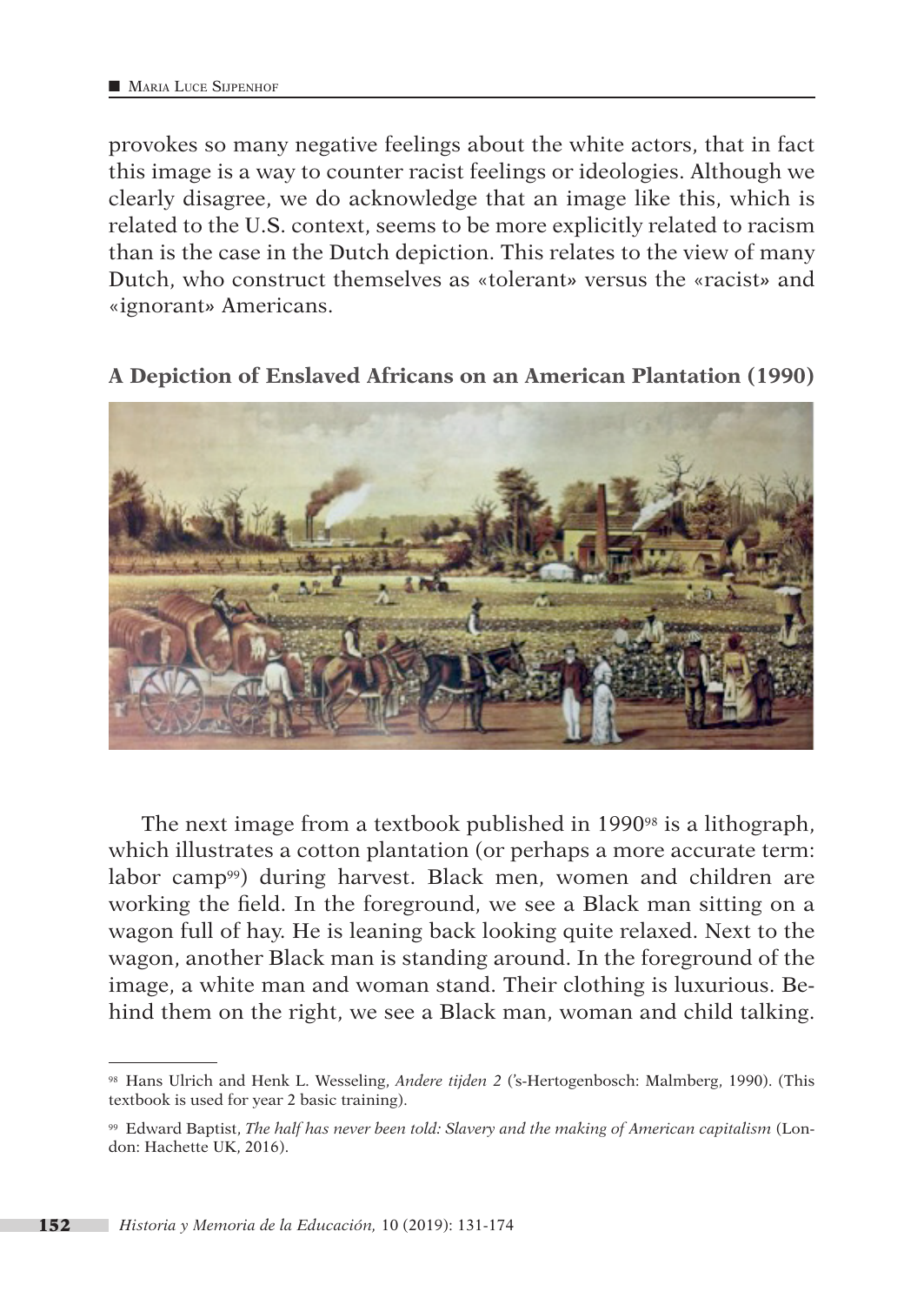provokes so many negative feelings about the white actors, that in fact this image is a way to counter racist feelings or ideologies. Although we clearly disagree, we do acknowledge that an image like this, which is related to the U.S. context, seems to be more explicitly related to racism than is the case in the Dutch depiction. This relates to the view of many Dutch, who construct themselves as «tolerant» versus the «racist» and «ignorant» Americans.

**A Depiction of Enslaved Africans on an American Plantation (1990)**

The next image from a textbook published in 1990[98] is a lithograph, which illustrates a cotton plantation (or perhaps a more accurate term: labor camp[99]) during harvest. Black men, women and children are working the field. In the foreground, we see a Black man sitting on a wagon full of hay. He is leaning back looking quite relaxed. Next to the wagon, another Black man is standing around. In the foreground of the image, a white man and woman stand. Their clothing is luxurious. Behind them on the right, we see a Black man, woman and child talking.

---

[98] Hans Ulrich and Henk L. Wesseling, *Andere tijden 2* ('s-Hertogenbosch: Malmberg, 1990). (This textbook is used for year 2 basic training).

[99] Edward Baptist, *The half has never been told: Slavery and the making of American capitalism* (London: Hachette UK, 2016).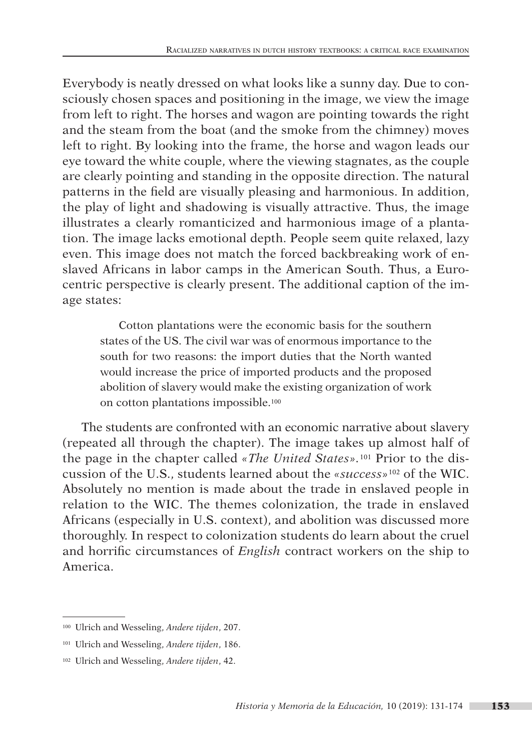Everybody is neatly dressed on what looks like a sunny day. Due to consciously chosen spaces and positioning in the image, we view the image from left to right. The horses and wagon are pointing towards the right and the steam from the boat (and the smoke from the chimney) moves left to right. By looking into the frame, the horse and wagon leads our eye toward the white couple, where the viewing stagnates, as the couple are clearly pointing and standing in the opposite direction. The natural patterns in the field are visually pleasing and harmonious. In addition, the play of light and shadowing is visually attractive. Thus, the image illustrates a clearly romanticized and harmonious image of a plantation. The image lacks emotional depth. People seem quite relaxed, lazy even. This image does not match the forced backbreaking work of enslaved Africans in labor camps in the American South. Thus, a Eurocentric perspective is clearly present. The additional caption of the image states:

> Cotton plantations were the economic basis for the southern states of the US. The civil war was of enormous importance to the south for two reasons: the import duties that the North wanted would increase the price of imported products and the proposed abolition of slavery would make the existing organization of work on cotton plantations impossible.[100]

The students are confronted with an economic narrative about slavery (repeated all through the chapter). The image takes up almost half of the page in the chapter called «*The United States*».[101] Prior to the discussion of the U.S., students learned about the «*success*»[102] of the WIC. Absolutely no mention is made about the trade in enslaved people in relation to the WIC. The themes colonization, the trade in enslaved Africans (especially in U.S. context), and abolition was discussed more thoroughly. In respect to colonization students do learn about the cruel and horrific circumstances of *English* contract workers on the ship to America.

---

[100] Ulrich and Wesseling, *Andere tijden*, 207.

[101] Ulrich and Wesseling, *Andere tijden*, 186.

[102] Ulrich and Wesseling, *Andere tijden*, 42.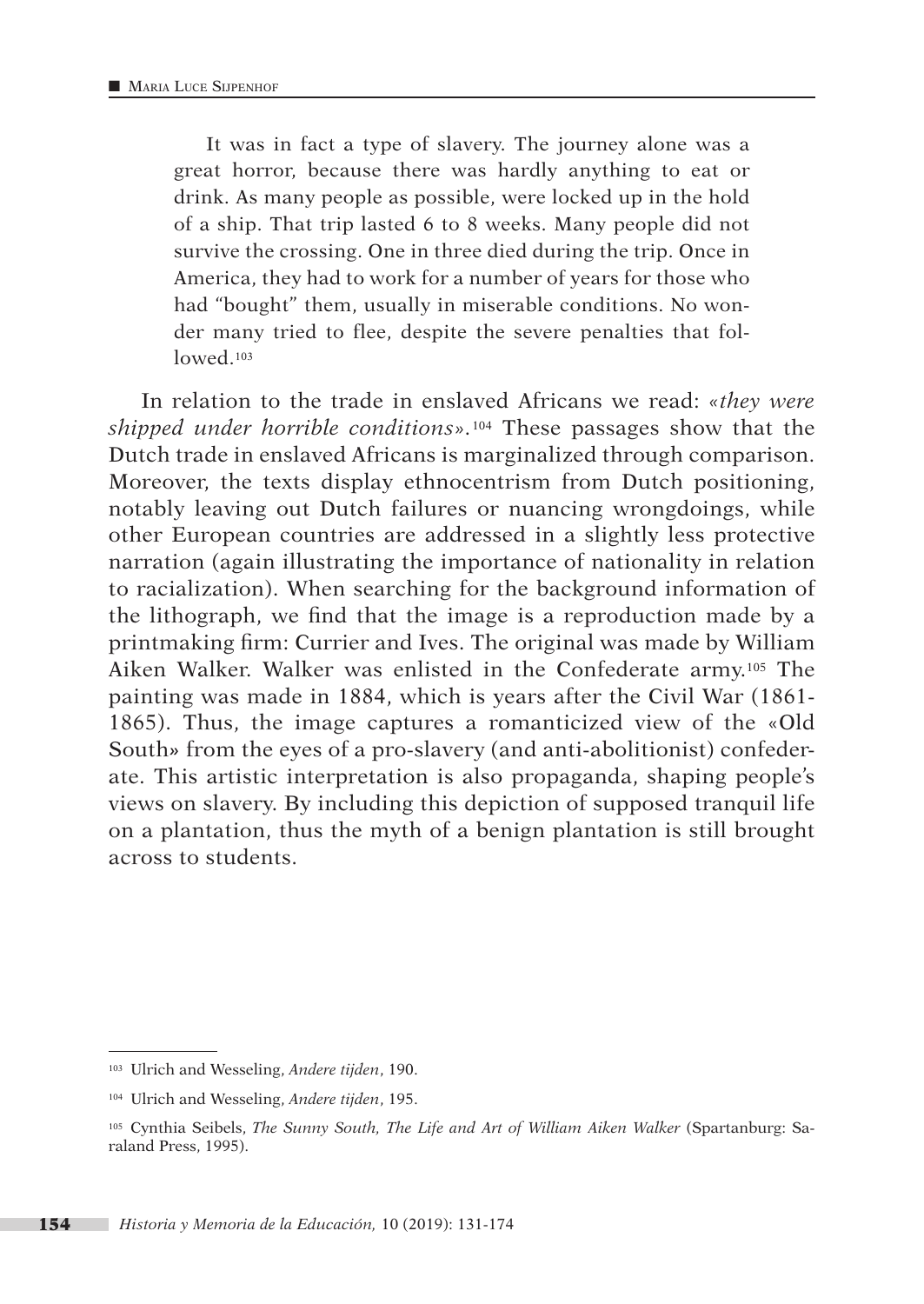> It was in fact a type of slavery. The journey alone was a great horror, because there was hardly anything to eat or drink. As many people as possible, were locked up in the hold of a ship. That trip lasted 6 to 8 weeks. Many people did not survive the crossing. One in three died during the trip. Once in America, they had to work for a number of years for those who had "bought" them, usually in miserable conditions. No wonder many tried to flee, despite the severe penalties that followed.[103]

In relation to the trade in enslaved Africans we read: «*they were shipped under horrible conditions*».[104] These passages show that the Dutch trade in enslaved Africans is marginalized through comparison. Moreover, the texts display ethnocentrism from Dutch positioning, notably leaving out Dutch failures or nuancing wrongdoings, while other European countries are addressed in a slightly less protective narration (again illustrating the importance of nationality in relation to racialization). When searching for the background information of the lithograph, we find that the image is a reproduction made by a printmaking firm: Currier and Ives. The original was made by William Aiken Walker. Walker was enlisted in the Confederate army.[105] The painting was made in 1884, which is years after the Civil War (1861-1865). Thus, the image captures a romanticized view of the «Old South» from the eyes of a pro-slavery (and anti-abolitionist) confederate. This artistic interpretation is also propaganda, shaping people's views on slavery. By including this depiction of supposed tranquil life on a plantation, thus the myth of a benign plantation is still brought across to students.

---

[103] Ulrich and Wesseling, *Andere tijden*, 190.

[104] Ulrich and Wesseling, *Andere tijden*, 195.

[105] Cynthia Seibels, *The Sunny South, The Life and Art of William Aiken Walker* (Spartanburg: Saraland Press, 1995).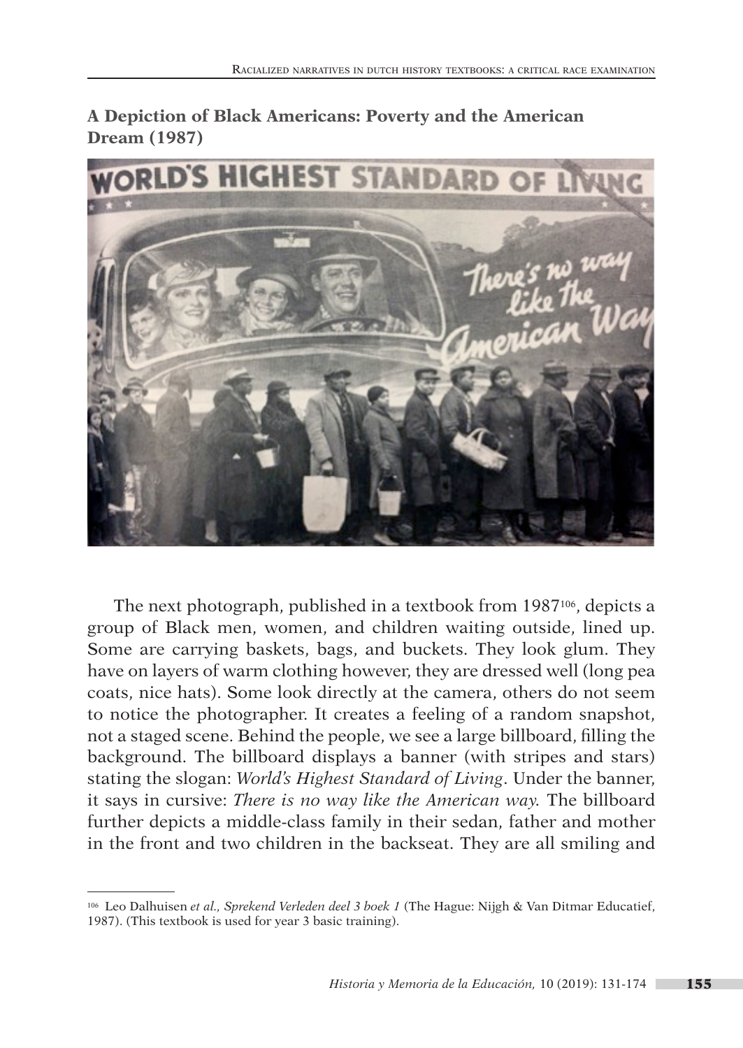**A Depiction of Black Americans: Poverty and the American Dream (1987)**

The next photograph, published in a textbook from 1987[106], depicts a group of Black men, women, and children waiting outside, lined up. Some are carrying baskets, bags, and buckets. They look glum. They have on layers of warm clothing however, they are dressed well (long pea coats, nice hats). Some look directly at the camera, others do not seem to notice the photographer. It creates a feeling of a random snapshot, not a staged scene. Behind the people, we see a large billboard, filling the background. The billboard displays a banner (with stripes and stars) stating the slogan: *World's Highest Standard of Living*. Under the banner, it says in cursive: *There is no way like the American way.* The billboard further depicts a middle-class family in their sedan, father and mother in the front and two children in the backseat. They are all smiling and

[106] Leo Dalhuisen *et al., Sprekend Verleden deel 3 boek 1* (The Hague: Nijgh & Van Ditmar Educatief, 1987). (This textbook is used for year 3 basic training).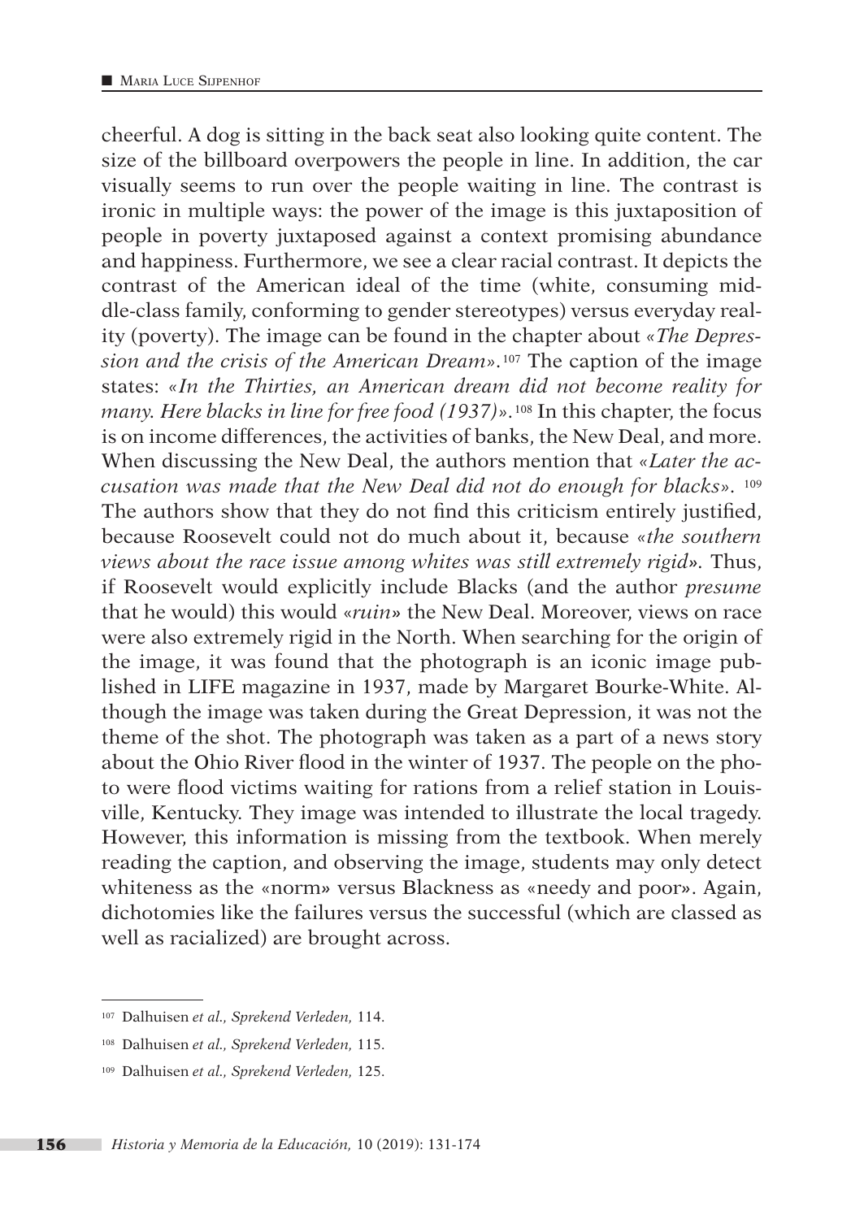cheerful. A dog is sitting in the back seat also looking quite content. The size of the billboard overpowers the people in line. In addition, the car visually seems to run over the people waiting in line. The contrast is ironic in multiple ways: the power of the image is this juxtaposition of people in poverty juxtaposed against a context promising abundance and happiness. Furthermore, we see a clear racial contrast. It depicts the contrast of the American ideal of the time (white, consuming middle-class family, conforming to gender stereotypes) versus everyday reality (poverty). The image can be found in the chapter about *«The Depression and the crisis of the American Dream»*.[107] The caption of the image states: *«In the Thirties, an American dream did not become reality for many. Here blacks in line for free food (1937)»*.[108] In this chapter, the focus is on income differences, the activities of banks, the New Deal, and more. When discussing the New Deal, the authors mention that *«Later the accusation was made that the New Deal did not do enough for blacks»*. [109] The authors show that they do not find this criticism entirely justified, because Roosevelt could not do much about it, because «*the southern views about the race issue among whites was still extremely rigid*». Thus, if Roosevelt would explicitly include Blacks (and the author *presume* that he would) this would «*ruin*» the New Deal. Moreover, views on race were also extremely rigid in the North. When searching for the origin of the image, it was found that the photograph is an iconic image published in LIFE magazine in 1937, made by Margaret Bourke-White. Although the image was taken during the Great Depression, it was not the theme of the shot. The photograph was taken as a part of a news story about the Ohio River flood in the winter of 1937. The people on the photo were flood victims waiting for rations from a relief station in Louisville, Kentucky. They image was intended to illustrate the local tragedy. However, this information is missing from the textbook. When merely reading the caption, and observing the image, students may only detect whiteness as the «norm» versus Blackness as «needy and poor». Again, dichotomies like the failures versus the successful (which are classed as well as racialized) are brought across.

---

[107] Dalhuisen *et al.*, *Sprekend Verleden*, 114.

[108] Dalhuisen *et al.*, *Sprekend Verleden*, 115.

[109] Dalhuisen *et al.*, *Sprekend Verleden*, 125.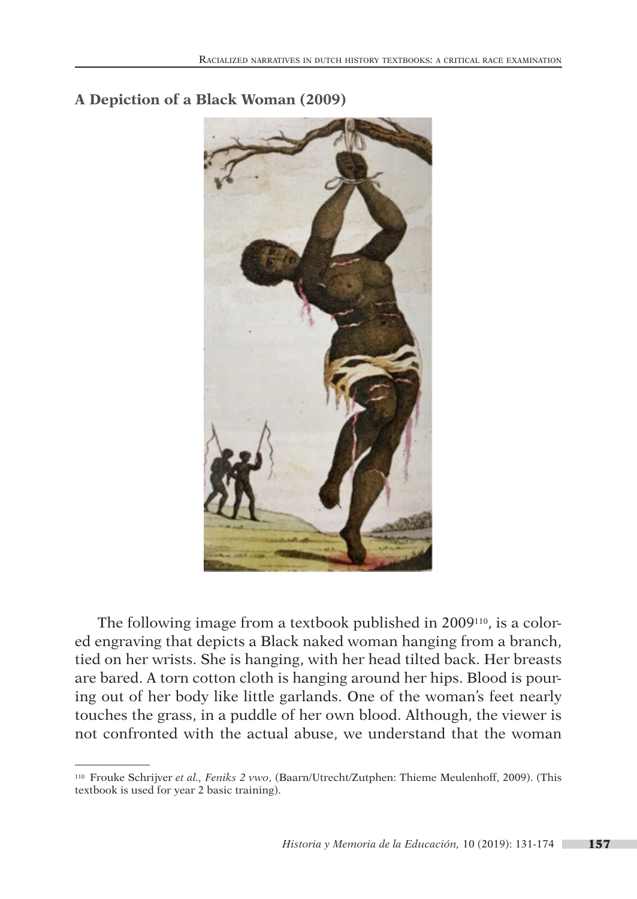**A Depiction of a Black Woman (2009)**

The following image from a textbook published in 2009[110], is a colored engraving that depicts a Black naked woman hanging from a branch, tied on her wrists. She is hanging, with her head tilted back. Her breasts are bared. A torn cotton cloth is hanging around her hips. Blood is pouring out of her body like little garlands. One of the woman's feet nearly touches the grass, in a puddle of her own blood. Although, the viewer is not confronted with the actual abuse, we understand that the woman

[110] Frouke Schrijver *et al., Feniks 2 vwo*, (Baarn/Utrecht/Zutphen: Thieme Meulenhoff, 2009). (This textbook is used for year 2 basic training).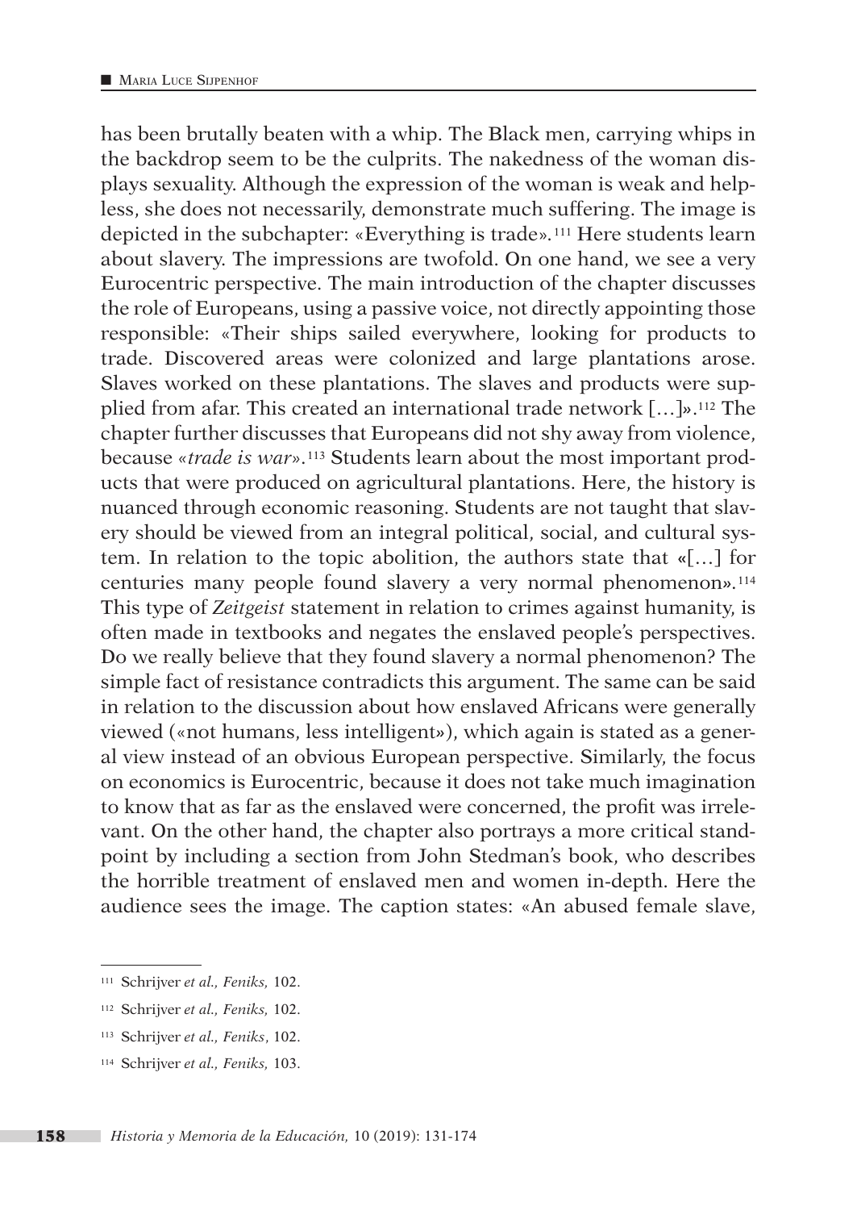has been brutally beaten with a whip. The Black men, carrying whips in the backdrop seem to be the culprits. The nakedness of the woman displays sexuality. Although the expression of the woman is weak and helpless, she does not necessarily, demonstrate much suffering. The image is depicted in the subchapter: «Everything is trade».[111] Here students learn about slavery. The impressions are twofold. On one hand, we see a very Eurocentric perspective. The main introduction of the chapter discusses the role of Europeans, using a passive voice, not directly appointing those responsible: «Their ships sailed everywhere, looking for products to trade. Discovered areas were colonized and large plantations arose. Slaves worked on these plantations. The slaves and products were supplied from afar. This created an international trade network […]».[112] The chapter further discusses that Europeans did not shy away from violence, because «*trade is war*».[113] Students learn about the most important products that were produced on agricultural plantations. Here, the history is nuanced through economic reasoning. Students are not taught that slavery should be viewed from an integral political, social, and cultural system. In relation to the topic abolition, the authors state that «[…] for centuries many people found slavery a very normal phenomenon».[114] This type of *Zeitgeist* statement in relation to crimes against humanity, is often made in textbooks and negates the enslaved people's perspectives. Do we really believe that they found slavery a normal phenomenon? The simple fact of resistance contradicts this argument. The same can be said in relation to the discussion about how enslaved Africans were generally viewed («not humans, less intelligent»), which again is stated as a general view instead of an obvious European perspective. Similarly, the focus on economics is Eurocentric, because it does not take much imagination to know that as far as the enslaved were concerned, the profit was irrelevant. On the other hand, the chapter also portrays a more critical standpoint by including a section from John Stedman's book, who describes the horrible treatment of enslaved men and women in-depth. Here the audience sees the image. The caption states: «An abused female slave,

---

[111] Schrijver *et al., Feniks,* 102.

[112] Schrijver *et al., Feniks,* 102.

[113] Schrijver *et al., Feniks*, 102.

[114] Schrijver *et al., Feniks,* 103.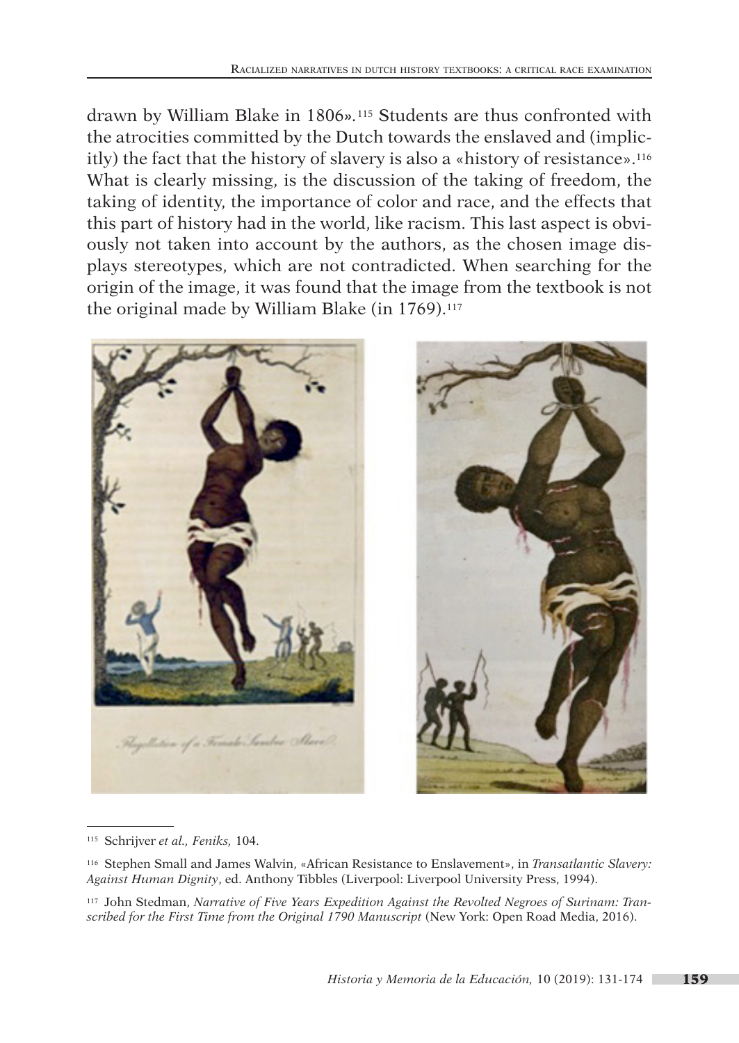drawn by William Blake in 1806».[115] Students are thus confronted with the atrocities committed by the Dutch towards the enslaved and (implicitly) the fact that the history of slavery is also a «history of resistance».[116] What is clearly missing, is the discussion of the taking of freedom, the taking of identity, the importance of color and race, and the effects that this part of history had in the world, like racism. This last aspect is obviously not taken into account by the authors, as the chosen image displays stereotypes, which are not contradicted. When searching for the origin of the image, it was found that the image from the textbook is not the original made by William Blake (in 1769).[117]

Flagellation of a Female Samboe Slave.

---

[115] Schrijver *et al.*, *Feniks,* 104.

[116] Stephen Small and James Walvin, «African Resistance to Enslavement», in *Transatlantic Slavery: Against Human Dignity*, ed. Anthony Tibbles (Liverpool: Liverpool University Press, 1994).

[117] John Stedman, *Narrative of Five Years Expedition Against the Revolted Negroes of Surinam: Transcribed for the First Time from the Original 1790 Manuscript* (New York: Open Road Media, 2016).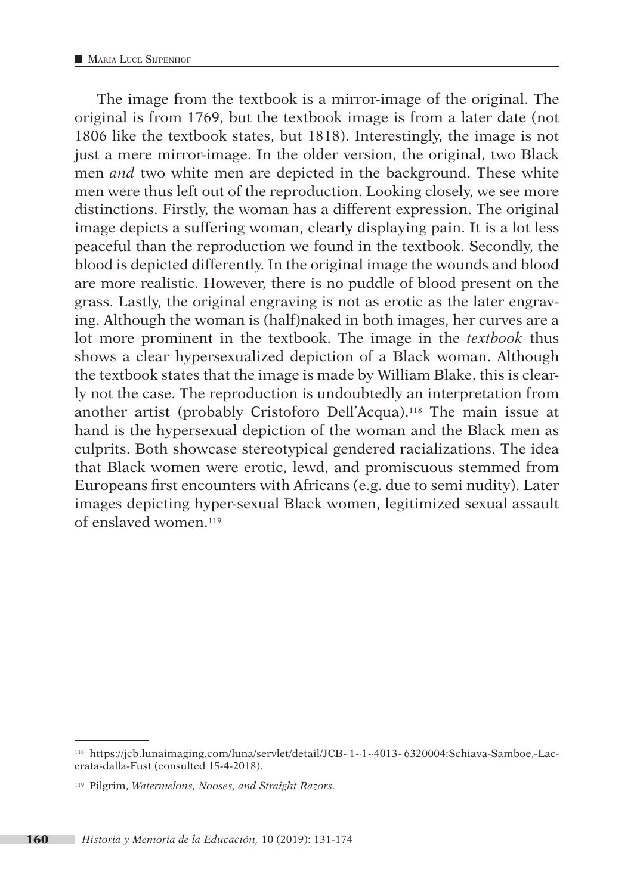The image from the textbook is a mirror-image of the original. The original is from 1769, but the textbook image is from a later date (not 1806 like the textbook states, but 1818). Interestingly, the image is not just a mere mirror-image. In the older version, the original, two Black men *and* two white men are depicted in the background. These white men were thus left out of the reproduction. Looking closely, we see more distinctions. Firstly, the woman has a different expression. The original image depicts a suffering woman, clearly displaying pain. It is a lot less peaceful than the reproduction we found in the textbook. Secondly, the blood is depicted differently. In the original image the wounds and blood are more realistic. However, there is no puddle of blood present on the grass. Lastly, the original engraving is not as erotic as the later engraving. Although the woman is (half)naked in both images, her curves are a lot more prominent in the textbook. The image in the *textbook* thus shows a clear hypersexualized depiction of a Black woman. Although the textbook states that the image is made by William Blake, this is clearly not the case. The reproduction is undoubtedly an interpretation from another artist (probably Cristoforo Dell'Acqua).[118] The main issue at hand is the hypersexual depiction of the woman and the Black men as culprits. Both showcase stereotypical gendered racializations. The idea that Black women were erotic, lewd, and promiscuous stemmed from Europeans first encounters with Africans (e.g. due to semi nudity). Later images depicting hyper-sexual Black women, legitimized sexual assault of enslaved women.[119]

---

[118] https://jcb.lunaimaging.com/luna/servlet/detail/JCB~1~1~4013~6320004:Schiava-Samboe,-Lacerata-dalla-Fust (consulted 15-4-2018).

[119] Pilgrim, *Watermelons, Nooses, and Straight Razors*.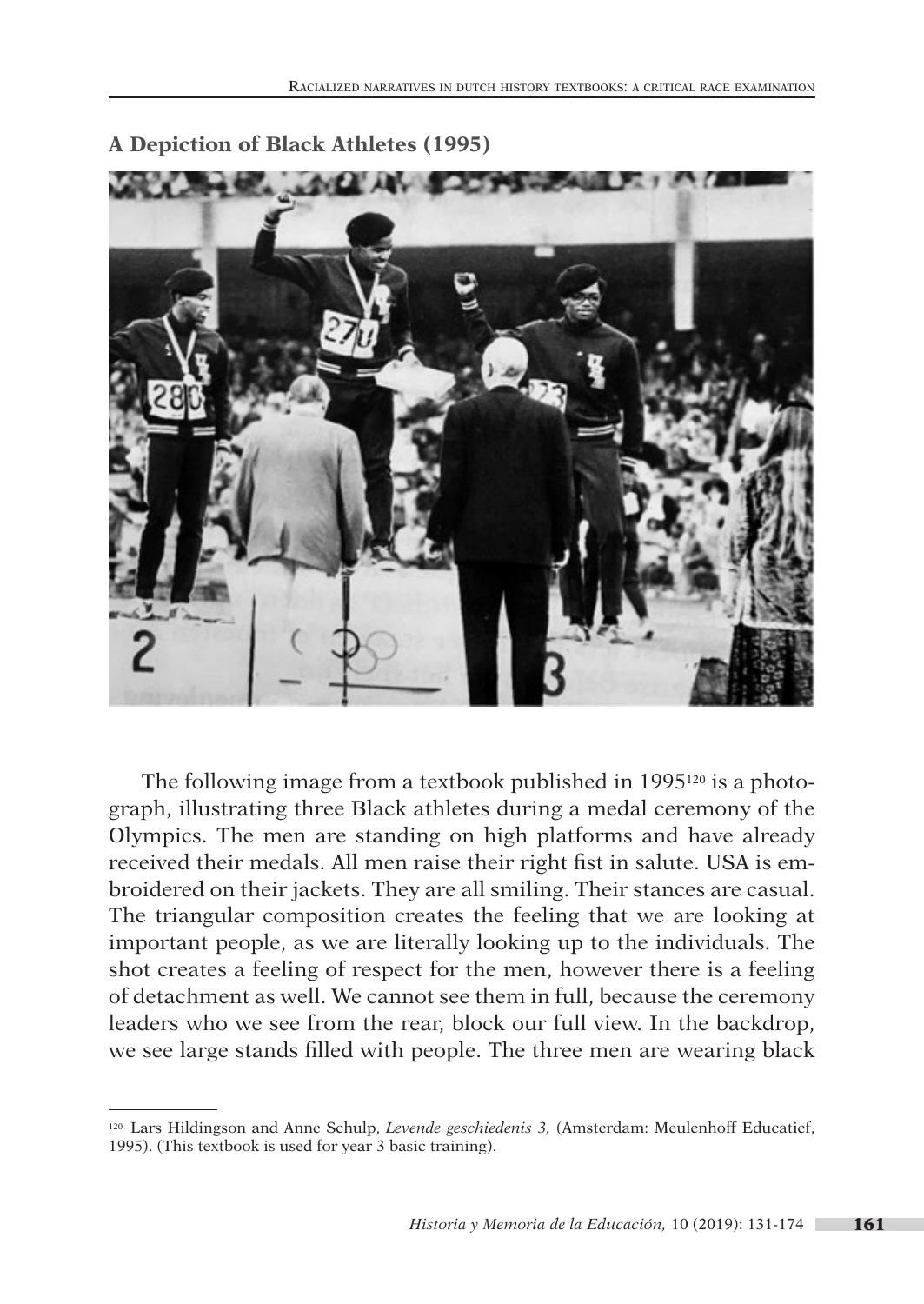**A Depiction of Black Athletes (1995)**

The following image from a textbook published in 1995[120] is a photograph, illustrating three Black athletes during a medal ceremony of the Olympics. The men are standing on high platforms and have already received their medals. All men raise their right fist in salute. USA is embroidered on their jackets. They are all smiling. Their stances are casual. The triangular composition creates the feeling that we are looking at important people, as we are literally looking up to the individuals. The shot creates a feeling of respect for the men, however there is a feeling of detachment as well. We cannot see them in full, because the ceremony leaders who we see from the rear, block our full view. In the backdrop, we see large stands filled with people. The three men are wearing black

[120] Lars Hildingson and Anne Schulp, *Levende geschiedenis 3,* (Amsterdam: Meulenhoff Educatief, 1995). (This textbook is used for year 3 basic training).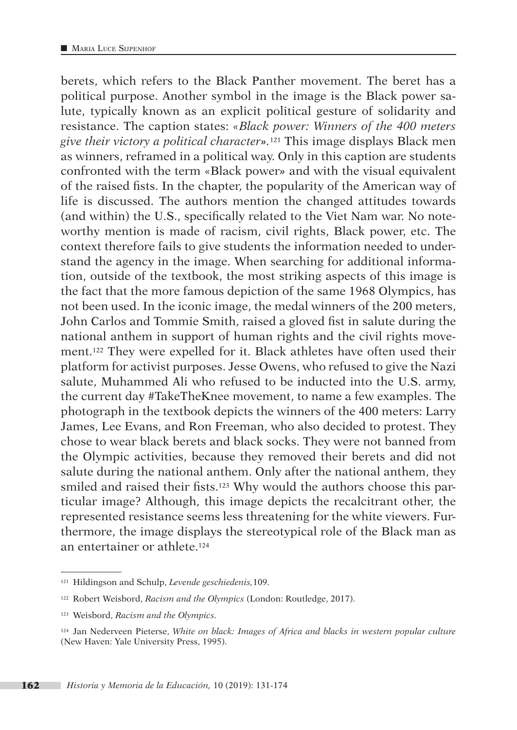berets, which refers to the Black Panther movement. The beret has a political purpose. Another symbol in the image is the Black power salute, typically known as an explicit political gesture of solidarity and resistance. The caption states: «*Black power: Winners of the 400 meters give their victory a political character*».[121] This image displays Black men as winners, reframed in a political way. Only in this caption are students confronted with the term «Black power» and with the visual equivalent of the raised fists. In the chapter, the popularity of the American way of life is discussed. The authors mention the changed attitudes towards (and within) the U.S., specifically related to the Viet Nam war. No noteworthy mention is made of racism, civil rights, Black power, etc. The context therefore fails to give students the information needed to understand the agency in the image. When searching for additional information, outside of the textbook, the most striking aspects of this image is the fact that the more famous depiction of the same 1968 Olympics, has not been used. In the iconic image, the medal winners of the 200 meters, John Carlos and Tommie Smith, raised a gloved fist in salute during the national anthem in support of human rights and the civil rights movement.[122] They were expelled for it. Black athletes have often used their platform for activist purposes. Jesse Owens, who refused to give the Nazi salute, Muhammed Ali who refused to be inducted into the U.S. army, the current day #TakeTheKnee movement, to name a few examples. The photograph in the textbook depicts the winners of the 400 meters: Larry James, Lee Evans, and Ron Freeman, who also decided to protest. They chose to wear black berets and black socks. They were not banned from the Olympic activities, because they removed their berets and did not salute during the national anthem. Only after the national anthem, they smiled and raised their fists.[123] Why would the authors choose this particular image? Although, this image depicts the recalcitrant other, the represented resistance seems less threatening for the white viewers. Furthermore, the image displays the stereotypical role of the Black man as an entertainer or athlete.[124]

---

[121] Hildingson and Schulp, *Levende geschiedenis,*109.

[122] Robert Weisbord, *Racism and the Olympics* (London: Routledge, 2017).

[123] Weisbord, *Racism and the Olympics.*

[124] Jan Nederveen Pieterse, *White on black: Images of Africa and blacks in western popular culture* (New Haven: Yale University Press, 1995).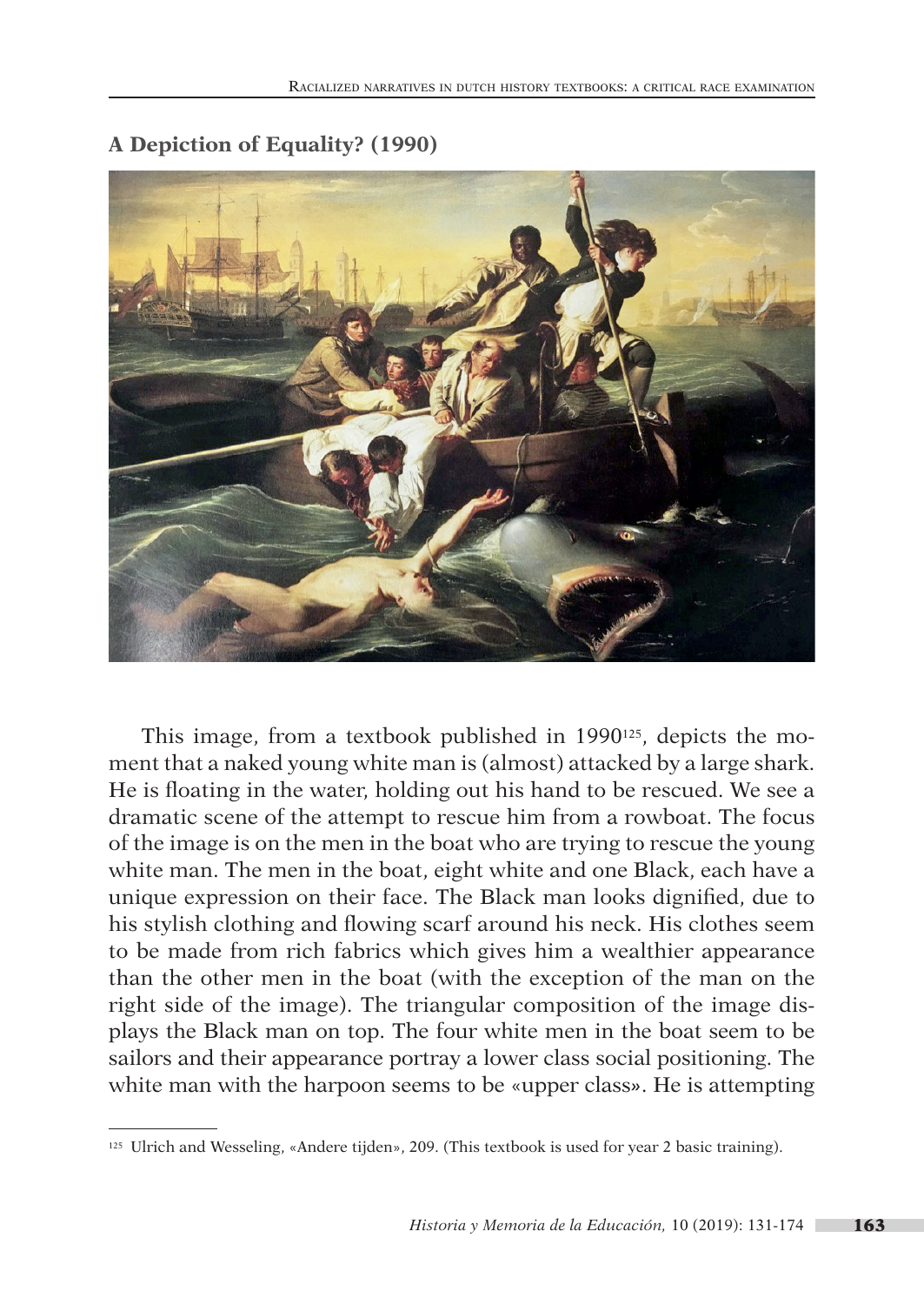### A Depiction of Equality? (1990)

This image, from a textbook published in 1990[125], depicts the moment that a naked young white man is (almost) attacked by a large shark. He is floating in the water, holding out his hand to be rescued. We see a dramatic scene of the attempt to rescue him from a rowboat. The focus of the image is on the men in the boat who are trying to rescue the young white man. The men in the boat, eight white and one Black, each have a unique expression on their face. The Black man looks dignified, due to his stylish clothing and flowing scarf around his neck. His clothes seem to be made from rich fabrics which gives him a wealthier appearance than the other men in the boat (with the exception of the man on the right side of the image). The triangular composition of the image displays the Black man on top. The four white men in the boat seem to be sailors and their appearance portray a lower class social positioning. The white man with the harpoon seems to be «upper class». He is attempting

---

[125] Ulrich and Wesseling, «Andere tijden», 209. (This textbook is used for year 2 basic training).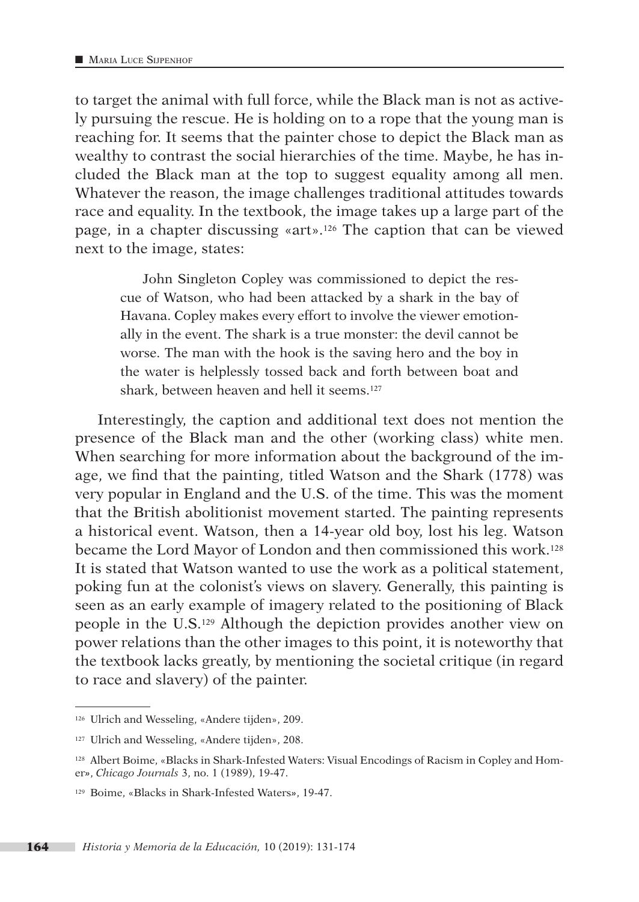to target the animal with full force, while the Black man is not as actively pursuing the rescue. He is holding on to a rope that the young man is reaching for. It seems that the painter chose to depict the Black man as wealthy to contrast the social hierarchies of the time. Maybe, he has included the Black man at the top to suggest equality among all men. Whatever the reason, the image challenges traditional attitudes towards race and equality. In the textbook, the image takes up a large part of the page, in a chapter discussing «art».[126] The caption that can be viewed next to the image, states:

> John Singleton Copley was commissioned to depict the rescue of Watson, who had been attacked by a shark in the bay of Havana. Copley makes every effort to involve the viewer emotionally in the event. The shark is a true monster: the devil cannot be worse. The man with the hook is the saving hero and the boy in the water is helplessly tossed back and forth between boat and shark, between heaven and hell it seems.[127]

Interestingly, the caption and additional text does not mention the presence of the Black man and the other (working class) white men. When searching for more information about the background of the image, we find that the painting, titled Watson and the Shark (1778) was very popular in England and the U.S. of the time. This was the moment that the British abolitionist movement started. The painting represents a historical event. Watson, then a 14-year old boy, lost his leg. Watson became the Lord Mayor of London and then commissioned this work.[128] It is stated that Watson wanted to use the work as a political statement, poking fun at the colonist's views on slavery. Generally, this painting is seen as an early example of imagery related to the positioning of Black people in the U.S.[129] Although the depiction provides another view on power relations than the other images to this point, it is noteworthy that the textbook lacks greatly, by mentioning the societal critique (in regard to race and slavery) of the painter.

---

[126] Ulrich and Wesseling, «Andere tijden», 209.

[127] Ulrich and Wesseling, «Andere tijden», 208.

[128] Albert Boime, «Blacks in Shark-Infested Waters: Visual Encodings of Racism in Copley and Homer», *Chicago Journals* 3, no. 1 (1989), 19-47.

[129] Boime, «Blacks in Shark-Infested Waters», 19-47.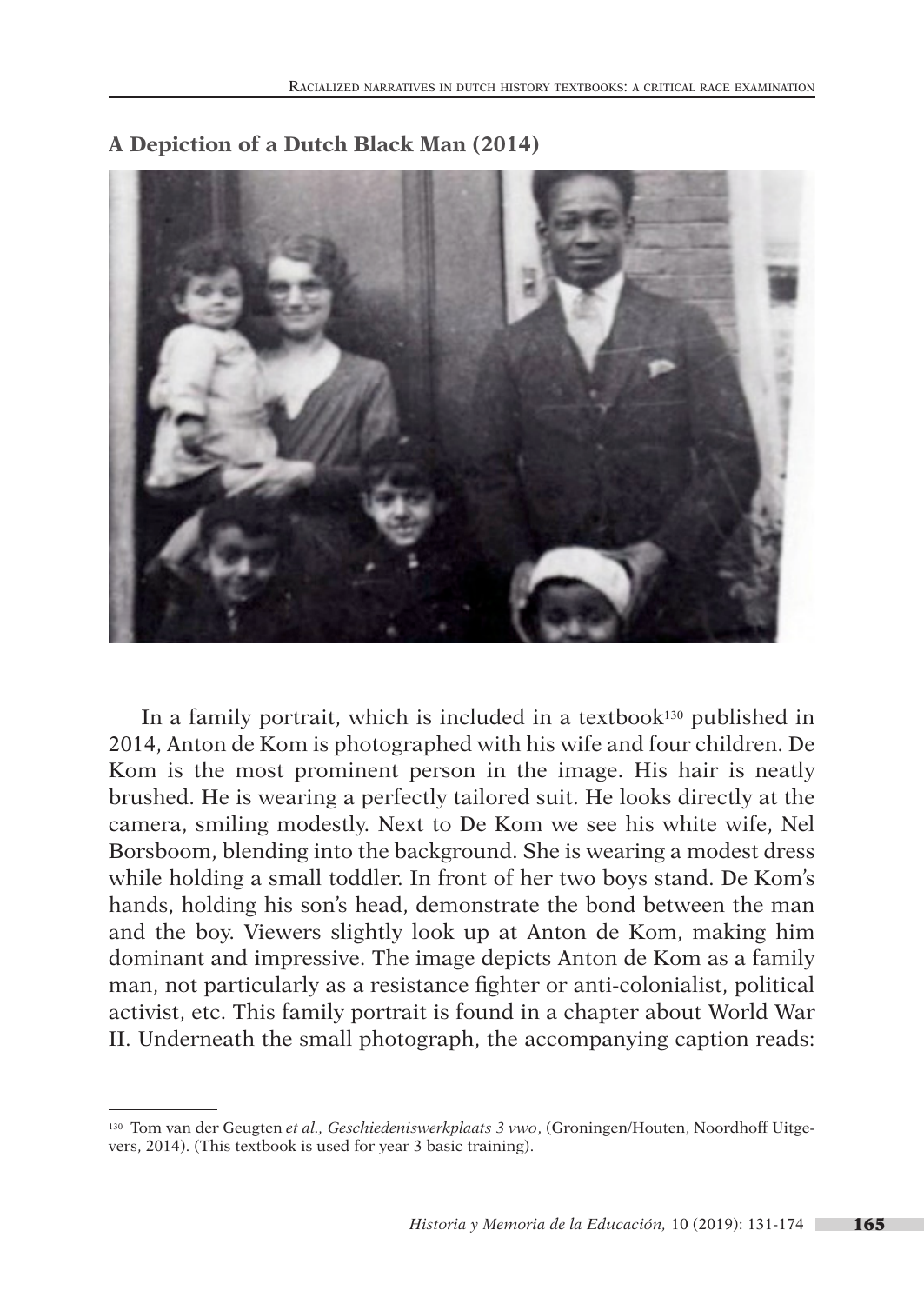**A Depiction of a Dutch Black Man (2014)**

In a family portrait, which is included in a textbook[130] published in 2014, Anton de Kom is photographed with his wife and four children. De Kom is the most prominent person in the image. His hair is neatly brushed. He is wearing a perfectly tailored suit. He looks directly at the camera, smiling modestly. Next to De Kom we see his white wife, Nel Borsboom, blending into the background. She is wearing a modest dress while holding a small toddler. In front of her two boys stand. De Kom's hands, holding his son's head, demonstrate the bond between the man and the boy. Viewers slightly look up at Anton de Kom, making him dominant and impressive. The image depicts Anton de Kom as a family man, not particularly as a resistance fighter or anti-colonialist, political activist, etc. This family portrait is found in a chapter about World War II. Underneath the small photograph, the accompanying caption reads:

---

[130] Tom van der Geugten *et al.*, *Geschiedeniswerkplaats 3 vwo*, (Groningen/Houten, Noordhoff Uitgevers, 2014). (This textbook is used for year 3 basic training).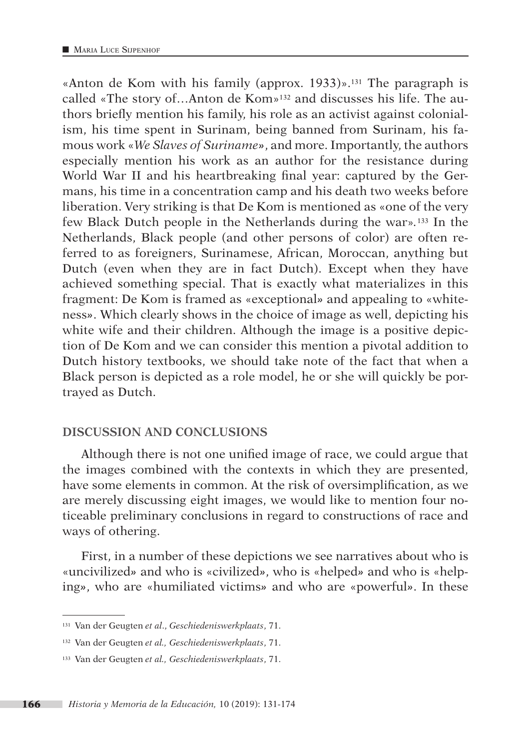«Anton de Kom with his family (approx. 1933)».[131] The paragraph is called «The story of…Anton de Kom»[132] and discusses his life. The authors briefly mention his family, his role as an activist against colonialism, his time spent in Surinam, being banned from Surinam, his famous work «*We Slaves of Suriname*», and more. Importantly, the authors especially mention his work as an author for the resistance during World War II and his heartbreaking final year: captured by the Germans, his time in a concentration camp and his death two weeks before liberation. Very striking is that De Kom is mentioned as «one of the very few Black Dutch people in the Netherlands during the war».[133] In the Netherlands, Black people (and other persons of color) are often referred to as foreigners, Surinamese, African, Moroccan, anything but Dutch (even when they are in fact Dutch). Except when they have achieved something special. That is exactly what materializes in this fragment: De Kom is framed as «exceptional» and appealing to «whiteness». Which clearly shows in the choice of image as well, depicting his white wife and their children. Although the image is a positive depiction of De Kom and we can consider this mention a pivotal addition to Dutch history textbooks, we should take note of the fact that when a Black person is depicted as a role model, he or she will quickly be portrayed as Dutch.

## DISCUSSION AND CONCLUSIONS

Although there is not one unified image of race, we could argue that the images combined with the contexts in which they are presented, have some elements in common. At the risk of oversimplification, as we are merely discussing eight images, we would like to mention four noticeable preliminary conclusions in regard to constructions of race and ways of othering.

First, in a number of these depictions we see narratives about who is «uncivilized» and who is «civilized», who is «helped» and who is «helping», who are «humiliated victims» and who are «powerful». In these

---

[131] Van der Geugten *et al*., *Geschiedeniswerkplaats*, 71.

[132] Van der Geugten *et al., Geschiedeniswerkplaats*, 71.

[133] Van der Geugten *et al., Geschiedeniswerkplaats*, 71.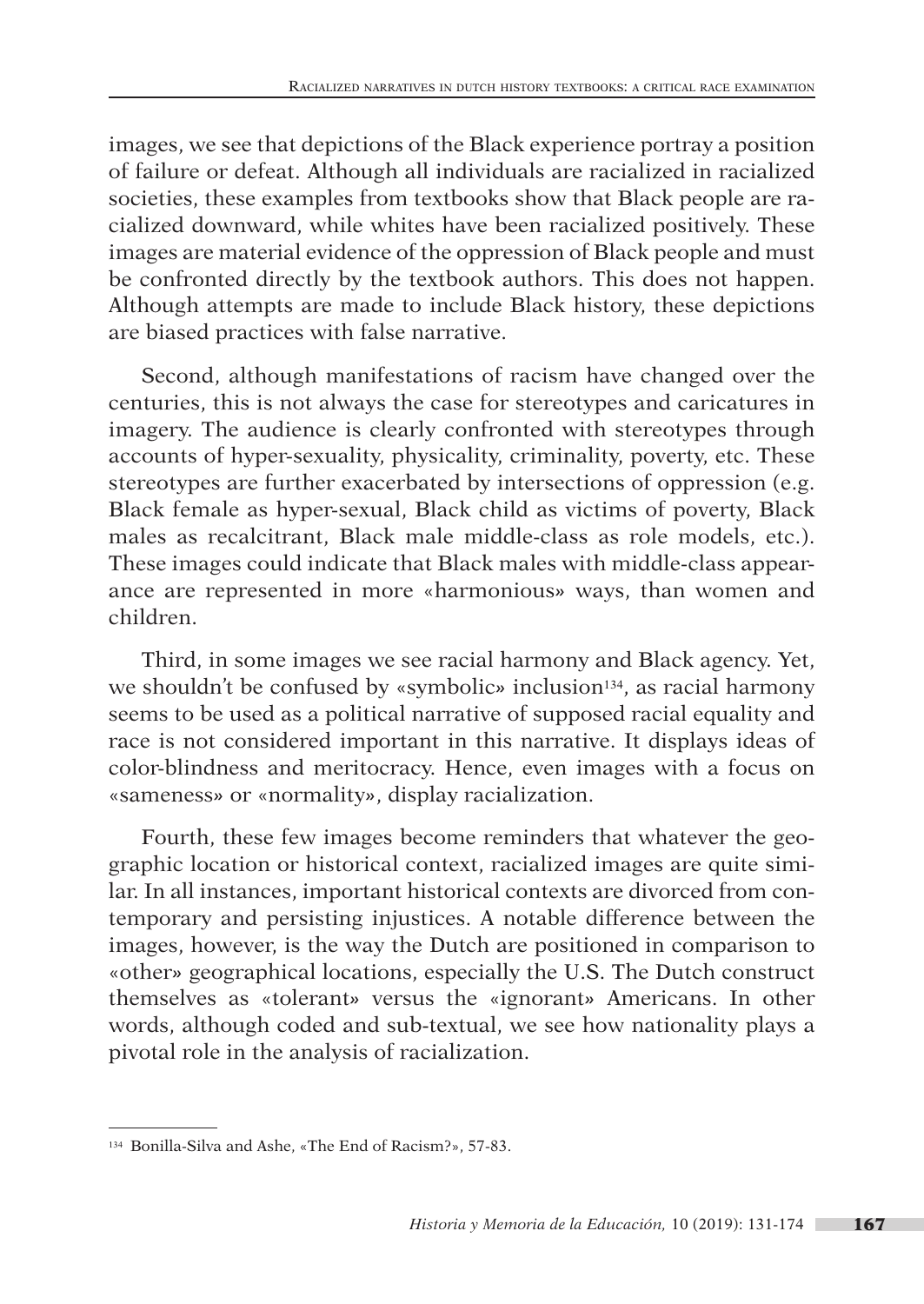images, we see that depictions of the Black experience portray a position of failure or defeat. Although all individuals are racialized in racialized societies, these examples from textbooks show that Black people are racialized downward, while whites have been racialized positively. These images are material evidence of the oppression of Black people and must be confronted directly by the textbook authors. This does not happen. Although attempts are made to include Black history, these depictions are biased practices with false narrative.

Second, although manifestations of racism have changed over the centuries, this is not always the case for stereotypes and caricatures in imagery. The audience is clearly confronted with stereotypes through accounts of hyper-sexuality, physicality, criminality, poverty, etc. These stereotypes are further exacerbated by intersections of oppression (e.g. Black female as hyper-sexual, Black child as victims of poverty, Black males as recalcitrant, Black male middle-class as role models, etc.). These images could indicate that Black males with middle-class appearance are represented in more «harmonious» ways, than women and children.

Third, in some images we see racial harmony and Black agency. Yet, we shouldn't be confused by «symbolic» inclusion[134], as racial harmony seems to be used as a political narrative of supposed racial equality and race is not considered important in this narrative. It displays ideas of color-blindness and meritocracy. Hence, even images with a focus on «sameness» or «normality», display racialization.

Fourth, these few images become reminders that whatever the geographic location or historical context, racialized images are quite similar. In all instances, important historical contexts are divorced from contemporary and persisting injustices. A notable difference between the images, however, is the way the Dutch are positioned in comparison to «other» geographical locations, especially the U.S. The Dutch construct themselves as «tolerant» versus the «ignorant» Americans. In other words, although coded and sub-textual, we see how nationality plays a pivotal role in the analysis of racialization.

---

[134] Bonilla-Silva and Ashe, «The End of Racism?», 57-83.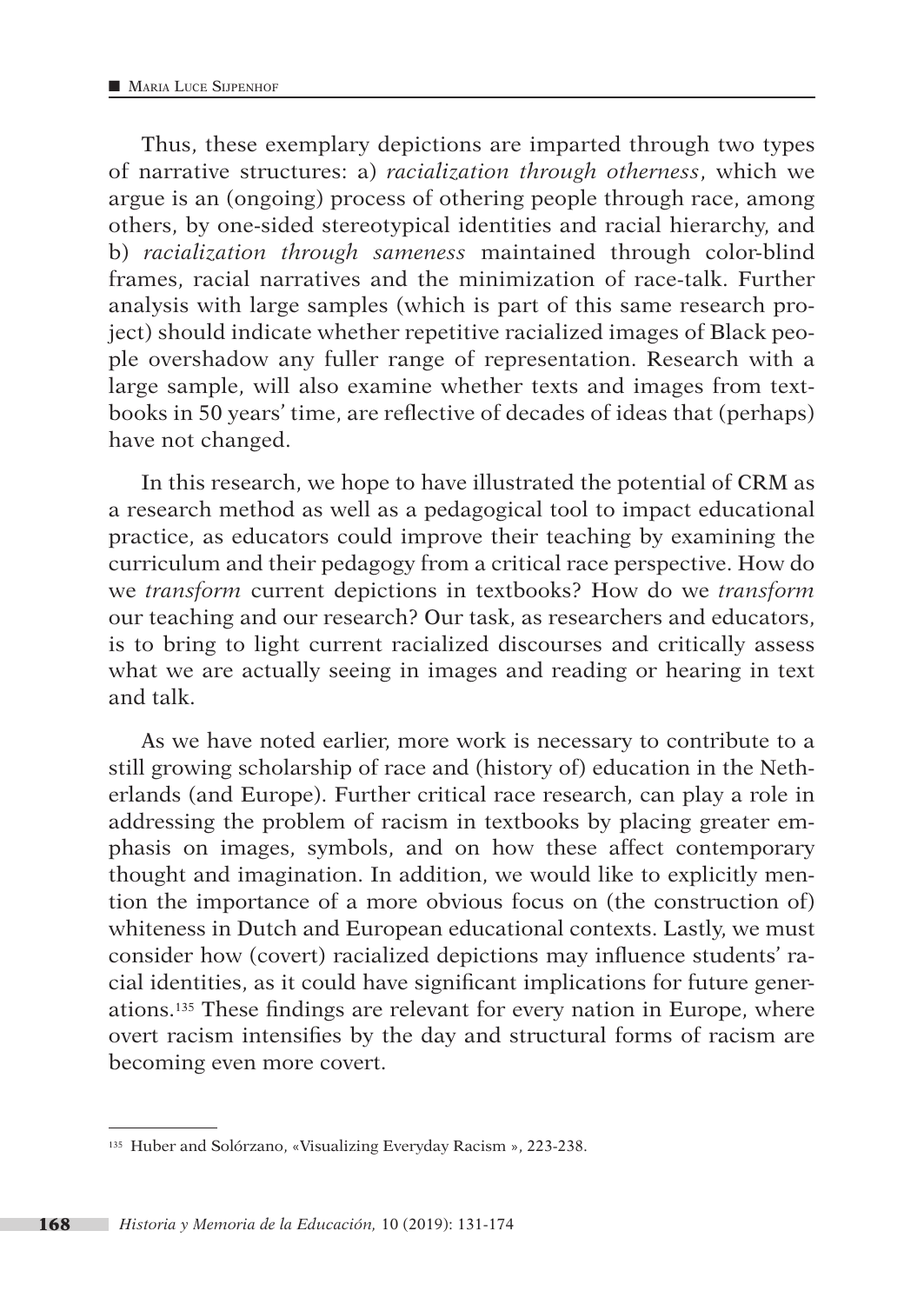Thus, these exemplary depictions are imparted through two types of narrative structures: a) *racialization through otherness*, which we argue is an (ongoing) process of othering people through race, among others, by one-sided stereotypical identities and racial hierarchy, and b) *racialization through sameness* maintained through color-blind frames, racial narratives and the minimization of race-talk. Further analysis with large samples (which is part of this same research project) should indicate whether repetitive racialized images of Black people overshadow any fuller range of representation. Research with a large sample, will also examine whether texts and images from textbooks in 50 years' time, are reflective of decades of ideas that (perhaps) have not changed.

In this research, we hope to have illustrated the potential of CRM as a research method as well as a pedagogical tool to impact educational practice, as educators could improve their teaching by examining the curriculum and their pedagogy from a critical race perspective. How do we *transform* current depictions in textbooks? How do we *transform* our teaching and our research? Our task, as researchers and educators, is to bring to light current racialized discourses and critically assess what we are actually seeing in images and reading or hearing in text and talk.

As we have noted earlier, more work is necessary to contribute to a still growing scholarship of race and (history of) education in the Netherlands (and Europe). Further critical race research, can play a role in addressing the problem of racism in textbooks by placing greater emphasis on images, symbols, and on how these affect contemporary thought and imagination. In addition, we would like to explicitly mention the importance of a more obvious focus on (the construction of) whiteness in Dutch and European educational contexts. Lastly, we must consider how (covert) racialized depictions may influence students' racial identities, as it could have significant implications for future generations.[135] These findings are relevant for every nation in Europe, where overt racism intensifies by the day and structural forms of racism are becoming even more covert.

---

[135] Huber and Solórzano, «Visualizing Everyday Racism », 223-238.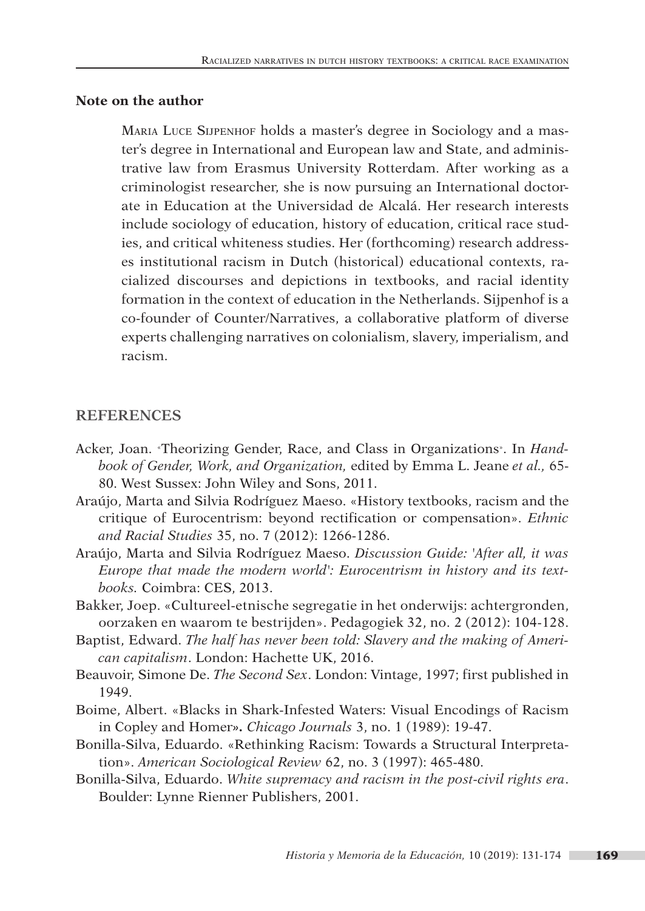**Note on the author**

Maria Luce Sijpenhof holds a master's degree in Sociology and a master's degree in International and European law and State, and administrative law from Erasmus University Rotterdam. After working as a criminologist researcher, she is now pursuing an International doctorate in Education at the Universidad de Alcalá. Her research interests include sociology of education, history of education, critical race studies, and critical whiteness studies. Her (forthcoming) research addresses institutional racism in Dutch (historical) educational contexts, racialized discourses and depictions in textbooks, and racial identity formation in the context of education in the Netherlands. Sijpenhof is a co-founder of Counter/Narratives, a collaborative platform of diverse experts challenging narratives on colonialism, slavery, imperialism, and racism.

## REFERENCES

Acker, Joan. «Theorizing Gender, Race, and Class in Organizations». In *Handbook of Gender, Work, and Organization,* edited by Emma L. Jeane *et al.,* 65-80. West Sussex: John Wiley and Sons, 2011.

Araújo, Marta and Silvia Rodríguez Maeso. «History textbooks, racism and the critique of Eurocentrism: beyond rectification or compensation». *Ethnic and Racial Studies* 35, no. 7 (2012): 1266-1286.

Araújo, Marta and Silvia Rodríguez Maeso. *Discussion Guide: 'After all, it was Europe that made the modern world': Eurocentrism in history and its textbooks.* Coimbra: CES, 2013.

Bakker, Joep. «Cultureel-etnische segregatie in het onderwijs: achtergronden, oorzaken en waarom te bestrijden». Pedagogiek 32, no. 2 (2012): 104-128.

Baptist, Edward. *The half has never been told: Slavery and the making of American capitalism*. London: Hachette UK, 2016.

Beauvoir, Simone De. *The Second Sex*. London: Vintage, 1997; first published in 1949.

Boime, Albert. «Blacks in Shark-Infested Waters: Visual Encodings of Racism in Copley and Homer». *Chicago Journals* 3, no. 1 (1989): 19-47.

Bonilla-Silva, Eduardo. «Rethinking Racism: Towards a Structural Interpretation». *American Sociological Review* 62, no. 3 (1997): 465-480.

Bonilla-Silva, Eduardo. *White supremacy and racism in the post-civil rights era*. Boulder: Lynne Rienner Publishers, 2001.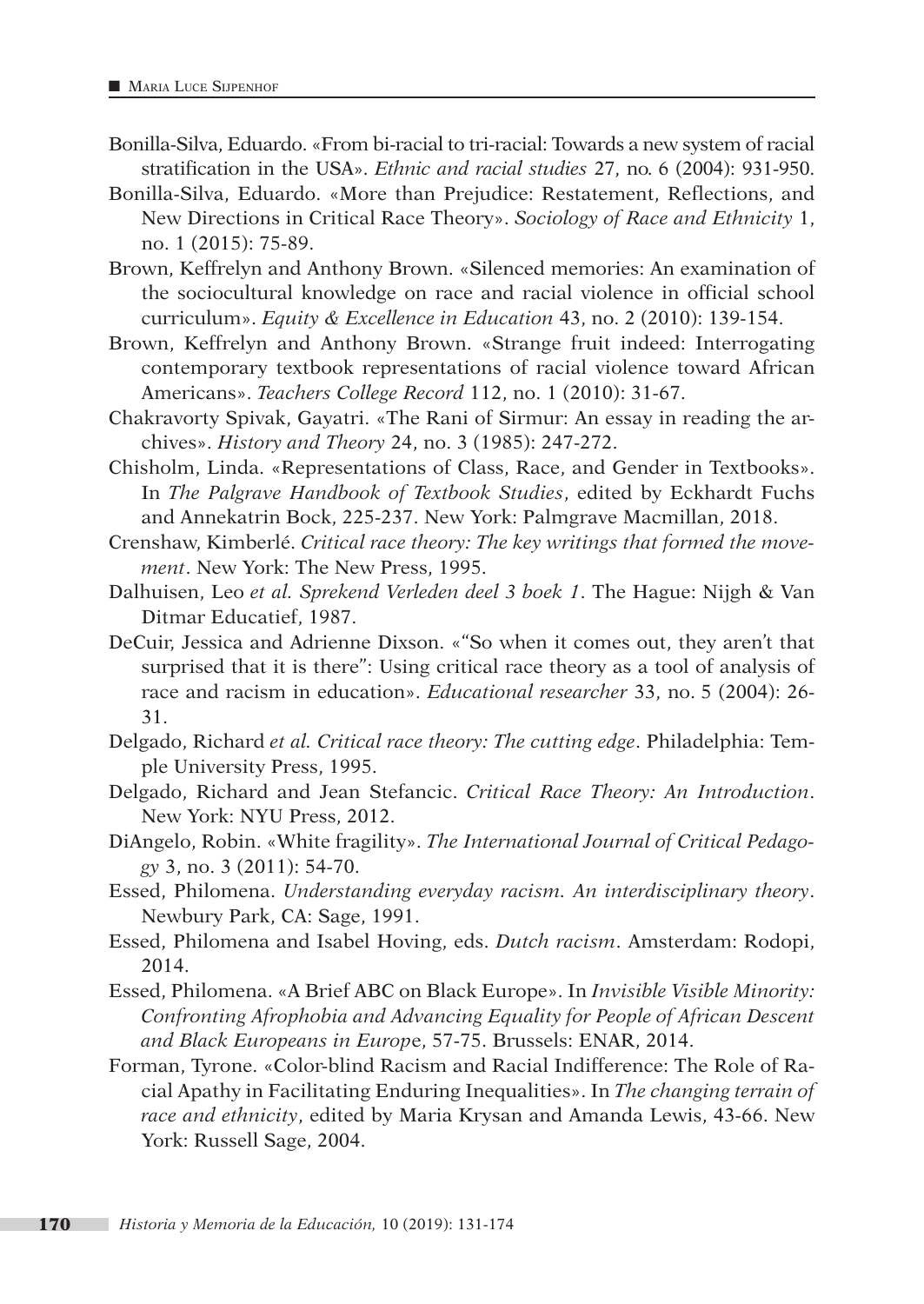Bonilla-Silva, Eduardo. «From bi-racial to tri-racial: Towards a new system of racial stratification in the USA». *Ethnic and racial studies* 27, no. 6 (2004): 931-950.

Bonilla-Silva, Eduardo. «More than Prejudice: Restatement, Reflections, and New Directions in Critical Race Theory». *Sociology of Race and Ethnicity* 1, no. 1 (2015): 75-89.

Brown, Keffrelyn and Anthony Brown. «Silenced memories: An examination of the sociocultural knowledge on race and racial violence in official school curriculum». *Equity & Excellence in Education* 43, no. 2 (2010): 139-154.

Brown, Keffrelyn and Anthony Brown. «Strange fruit indeed: Interrogating contemporary textbook representations of racial violence toward African Americans». *Teachers College Record* 112, no. 1 (2010): 31-67.

Chakravorty Spivak, Gayatri. «The Rani of Sirmur: An essay in reading the archives». *History and Theory* 24, no. 3 (1985): 247-272.

Chisholm, Linda. «Representations of Class, Race, and Gender in Textbooks». In *The Palgrave Handbook of Textbook Studies*, edited by Eckhardt Fuchs and Annekatrin Bock, 225-237. New York: Palmgrave Macmillan, 2018.

Crenshaw, Kimberlé. *Critical race theory: The key writings that formed the movement*. New York: The New Press, 1995.

Dalhuisen, Leo *et al. Sprekend Verleden deel 3 boek 1*. The Hague: Nijgh & Van Ditmar Educatief, 1987.

DeCuir, Jessica and Adrienne Dixson. «"So when it comes out, they aren't that surprised that it is there": Using critical race theory as a tool of analysis of race and racism in education». *Educational researcher* 33, no. 5 (2004): 26-31.

Delgado, Richard *et al. Critical race theory: The cutting edge*. Philadelphia: Temple University Press, 1995.

Delgado, Richard and Jean Stefancic. *Critical Race Theory: An Introduction*. New York: NYU Press, 2012.

DiAngelo, Robin. «White fragility». *The International Journal of Critical Pedagogy* 3, no. 3 (2011): 54-70.

Essed, Philomena. *Understanding everyday racism. An interdisciplinary theory*. Newbury Park, CA: Sage, 1991.

Essed, Philomena and Isabel Hoving, eds. *Dutch racism*. Amsterdam: Rodopi, 2014.

Essed, Philomena. «A Brief ABC on Black Europe». In *Invisible Visible Minority: Confronting Afrophobia and Advancing Equality for People of African Descent and Black Europeans in Europe*, 57-75. Brussels: ENAR, 2014.

Forman, Tyrone. «Color-blind Racism and Racial Indifference: The Role of Racial Apathy in Facilitating Enduring Inequalities». In *The changing terrain of race and ethnicity*, edited by Maria Krysan and Amanda Lewis, 43-66. New York: Russell Sage, 2004.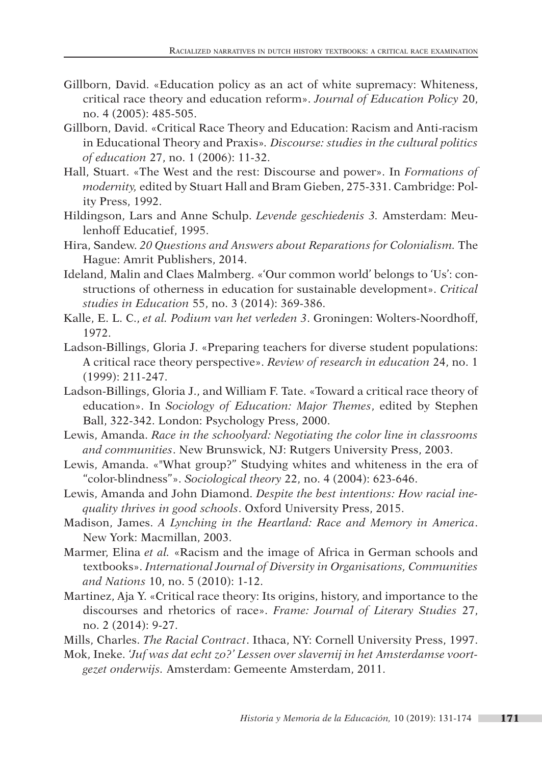Gillborn, David. «Education policy as an act of white supremacy: Whiteness, critical race theory and education reform». *Journal of Education Policy* 20, no. 4 (2005): 485-505.

Gillborn, David. «Critical Race Theory and Education: Racism and Anti-racism in Educational Theory and Praxis». *Discourse: studies in the cultural politics of education* 27, no. 1 (2006): 11-32.

Hall, Stuart. «The West and the rest: Discourse and power». In *Formations of modernity*, edited by Stuart Hall and Bram Gieben, 275-331. Cambridge: Polity Press, 1992.

Hildingson, Lars and Anne Schulp. *Levende geschiedenis 3*. Amsterdam: Meulenhoff Educatief, 1995.

Hira, Sandew. *20 Questions and Answers about Reparations for Colonialism*. The Hague: Amrit Publishers, 2014.

Ideland, Malin and Claes Malmberg. «'Our common world' belongs to 'Us': constructions of otherness in education for sustainable development». *Critical studies in Education* 55, no. 3 (2014): 369-386.

Kalle, E. L. C., *et al. Podium van het verleden 3*. Groningen: Wolters-Noordhoff, 1972.

Ladson-Billings, Gloria J. «Preparing teachers for diverse student populations: A critical race theory perspective». *Review of research in education* 24, no. 1 (1999): 211-247.

Ladson-Billings, Gloria J., and William F. Tate. «Toward a critical race theory of education». In *Sociology of Education: Major Themes*, edited by Stephen Ball, 322-342. London: Psychology Press, 2000.

Lewis, Amanda. *Race in the schoolyard: Negotiating the color line in classrooms and communities*. New Brunswick, NJ: Rutgers University Press, 2003.

Lewis, Amanda. «"What group?" Studying whites and whiteness in the era of "color-blindness"». *Sociological theory* 22, no. 4 (2004): 623-646.

Lewis, Amanda and John Diamond. *Despite the best intentions: How racial inequality thrives in good schools*. Oxford University Press, 2015.

Madison, James. *A Lynching in the Heartland: Race and Memory in America*. New York: Macmillan, 2003.

Marmer, Elina *et al.* «Racism and the image of Africa in German schools and textbooks». *International Journal of Diversity in Organisations, Communities and Nations* 10, no. 5 (2010): 1-12.

Martinez, Aja Y. «Critical race theory: Its origins, history, and importance to the discourses and rhetorics of race». *Frame: Journal of Literary Studies* 27, no. 2 (2014): 9-27.

Mills, Charles. *The Racial Contract*. Ithaca, NY: Cornell University Press, 1997.

Mok, Ineke. *'Juf was dat echt zo?' Lessen over slavernij in het Amsterdamse voortgezet onderwijs*. Amsterdam: Gemeente Amsterdam, 2011.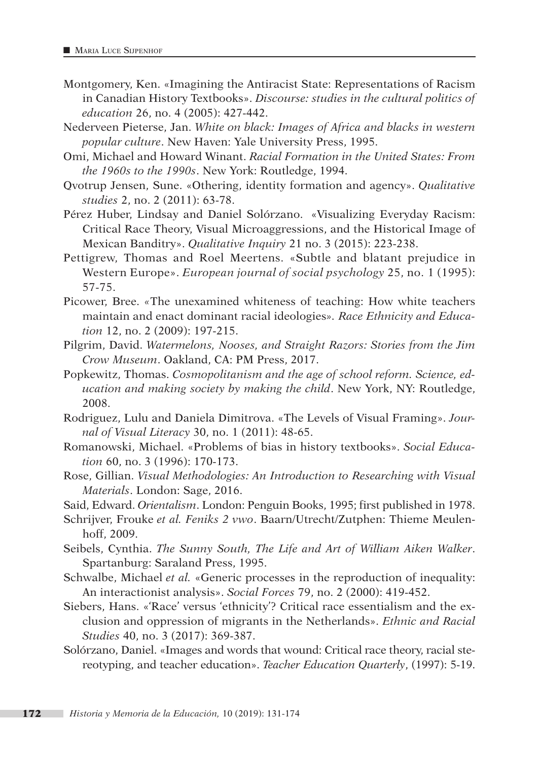Montgomery, Ken. «Imagining the Antiracist State: Representations of Racism in Canadian History Textbooks». *Discourse: studies in the cultural politics of education* 26, no. 4 (2005): 427-442.

Nederveen Pieterse, Jan. *White on black: Images of Africa and blacks in western popular culture*. New Haven: Yale University Press, 1995.

Omi, Michael and Howard Winant. *Racial Formation in the United States: From the 1960s to the 1990s*. New York: Routledge, 1994.

Qvotrup Jensen, Sune. «Othering, identity formation and agency». *Qualitative studies* 2, no. 2 (2011): 63-78.

Pérez Huber, Lindsay and Daniel Solórzano. «Visualizing Everyday Racism: Critical Race Theory, Visual Microaggressions, and the Historical Image of Mexican Banditry». *Qualitative Inquiry* 21 no. 3 (2015): 223-238.

Pettigrew, Thomas and Roel Meertens. «Subtle and blatant prejudice in Western Europe». *European journal of social psychology* 25, no. 1 (1995): 57-75.

Picower, Bree. «The unexamined whiteness of teaching: How white teachers maintain and enact dominant racial ideologies». *Race Ethnicity and Education* 12, no. 2 (2009): 197-215.

Pilgrim, David. *Watermelons, Nooses, and Straight Razors: Stories from the Jim Crow Museum*. Oakland, CA: PM Press, 2017.

Popkewitz, Thomas. *Cosmopolitanism and the age of school reform. Science, education and making society by making the child*. New York, NY: Routledge, 2008.

Rodriguez, Lulu and Daniela Dimitrova. «The Levels of Visual Framing». *Journal of Visual Literacy* 30, no. 1 (2011): 48-65.

Romanowski, Michael. «Problems of bias in history textbooks». *Social Education* 60, no. 3 (1996): 170-173.

Rose, Gillian. *Visual Methodologies: An Introduction to Researching with Visual Materials*. London: Sage, 2016.

Said, Edward. *Orientalism*. London: Penguin Books, 1995; first published in 1978.

Schrijver, Frouke *et al. Feniks 2 vwo*. Baarn/Utrecht/Zutphen: Thieme Meulenhoff, 2009.

Seibels, Cynthia. *The Sunny South, The Life and Art of William Aiken Walker*. Spartanburg: Saraland Press, 1995.

Schwalbe, Michael *et al.* «Generic processes in the reproduction of inequality: An interactionist analysis». *Social Forces* 79, no. 2 (2000): 419-452.

Siebers, Hans. «'Race' versus 'ethnicity'? Critical race essentialism and the exclusion and oppression of migrants in the Netherlands». *Ethnic and Racial Studies* 40, no. 3 (2017): 369-387.

Solórzano, Daniel. «Images and words that wound: Critical race theory, racial stereotyping, and teacher education». *Teacher Education Quarterly*, (1997): 5-19.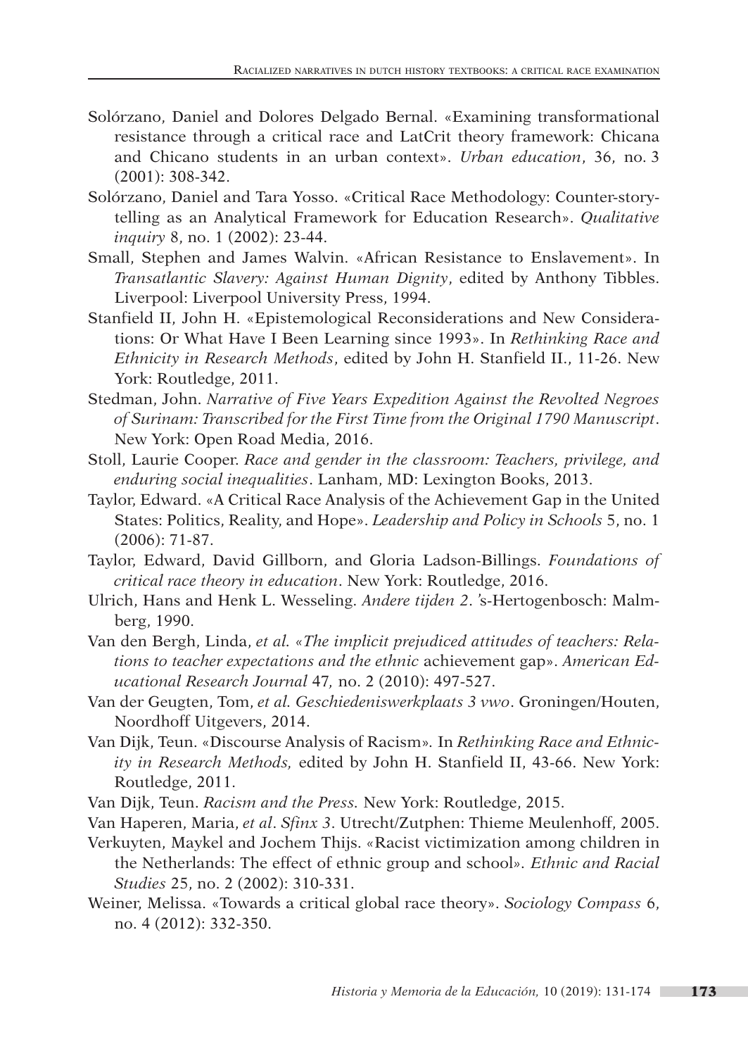Solórzano, Daniel and Dolores Delgado Bernal. «Examining transformational resistance through a critical race and LatCrit theory framework: Chicana and Chicano students in an urban context». *Urban education*, 36, no. 3 (2001): 308-342.

Solórzano, Daniel and Tara Yosso. «Critical Race Methodology: Counter-storytelling as an Analytical Framework for Education Research». *Qualitative inquiry* 8, no. 1 (2002): 23-44.

Small, Stephen and James Walvin. «African Resistance to Enslavement». In *Transatlantic Slavery: Against Human Dignity*, edited by Anthony Tibbles. Liverpool: Liverpool University Press, 1994.

Stanfield II, John H. «Epistemological Reconsiderations and New Considerations: Or What Have I Been Learning since 1993». In *Rethinking Race and Ethnicity in Research Methods*, edited by John H. Stanfield II., 11-26. New York: Routledge, 2011.

Stedman, John. *Narrative of Five Years Expedition Against the Revolted Negroes of Surinam: Transcribed for the First Time from the Original 1790 Manuscript*. New York: Open Road Media, 2016.

Stoll, Laurie Cooper. *Race and gender in the classroom: Teachers, privilege, and enduring social inequalities*. Lanham, MD: Lexington Books, 2013.

Taylor, Edward. «A Critical Race Analysis of the Achievement Gap in the United States: Politics, Reality, and Hope». *Leadership and Policy in Schools* 5, no. 1 (2006): 71-87.

Taylor, Edward, David Gillborn, and Gloria Ladson-Billings. *Foundations of critical race theory in education*. New York: Routledge, 2016.

Ulrich, Hans and Henk L. Wesseling. *Andere tijden 2*. 's-Hertogenbosch: Malmberg, 1990.

Van den Bergh, Linda, *et al.* «*The implicit prejudiced attitudes of teachers: Relations to teacher expectations and the ethnic* achievement gap». *American Educational Research Journal* 47, no. 2 (2010): 497-527.

Van der Geugten, Tom, *et al. Geschiedeniswerkplaats 3 vwo*. Groningen/Houten, Noordhoff Uitgevers, 2014.

Van Dijk, Teun. «Discourse Analysis of Racism». In *Rethinking Race and Ethnicity in Research Methods,* edited by John H. Stanfield II, 43-66. New York: Routledge, 2011.

Van Dijk, Teun. *Racism and the Press.* New York: Routledge, 2015.

Van Haperen, Maria, *et al*. *Sfinx 3*. Utrecht/Zutphen: Thieme Meulenhoff, 2005.

Verkuyten, Maykel and Jochem Thijs. «Racist victimization among children in the Netherlands: The effect of ethnic group and school». *Ethnic and Racial Studies* 25, no. 2 (2002): 310-331.

Weiner, Melissa. «Towards a critical global race theory». *Sociology Compass* 6, no. 4 (2012): 332-350.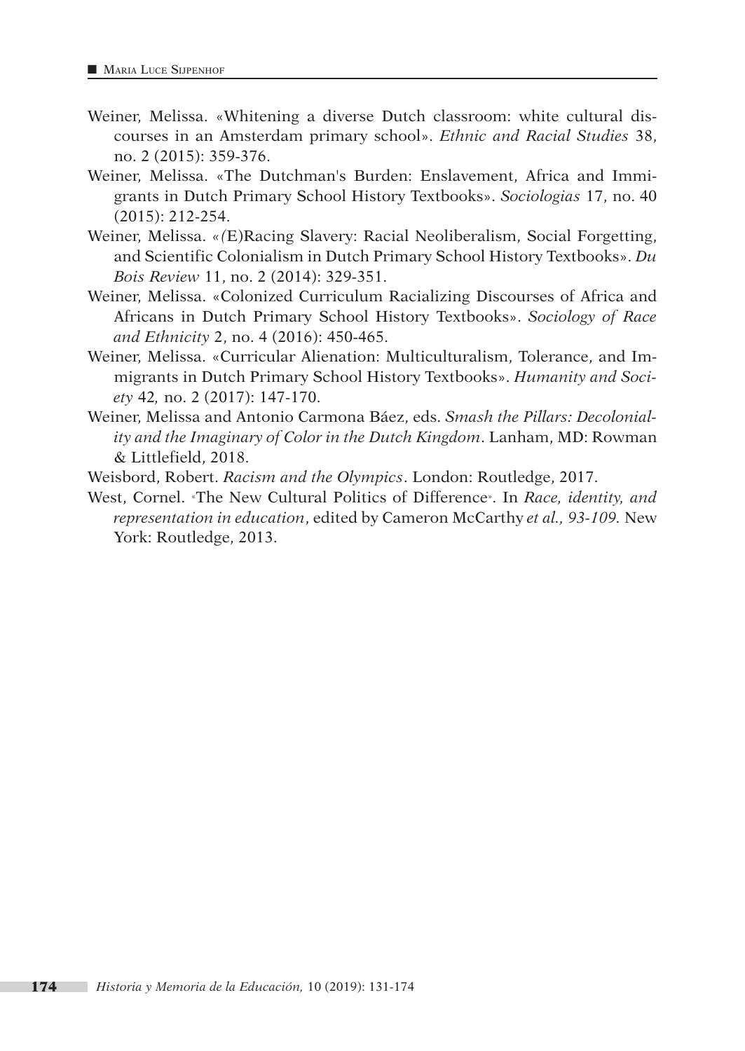Weiner, Melissa. «Whitening a diverse Dutch classroom: white cultural discourses in an Amsterdam primary school». *Ethnic and Racial Studies* 38, no. 2 (2015): 359-376.

Weiner, Melissa. «The Dutchman's Burden: Enslavement, Africa and Immigrants in Dutch Primary School History Textbooks». *Sociologias* 17, no. 40 (2015): 212-254.

Weiner, Melissa. «*(*E)Racing Slavery: Racial Neoliberalism, Social Forgetting, and Scientific Colonialism in Dutch Primary School History Textbooks». *Du Bois Review* 11, no. 2 (2014): 329-351.

Weiner, Melissa. «Colonized Curriculum Racializing Discourses of Africa and Africans in Dutch Primary School History Textbooks». *Sociology of Race and Ethnicity* 2, no. 4 (2016): 450-465.

Weiner, Melissa. «Curricular Alienation: Multiculturalism, Tolerance, and Immigrants in Dutch Primary School History Textbooks». *Humanity and Society* 42, no. 2 (2017): 147-170.

Weiner, Melissa and Antonio Carmona Báez, eds. *Smash the Pillars: Decoloniality and the Imaginary of Color in the Dutch Kingdom*. Lanham, MD: Rowman & Littlefield, 2018.

Weisbord, Robert. *Racism and the Olympics*. London: Routledge, 2017.

West, Cornel. «The New Cultural Politics of Difference». In *Race, identity, and representation in education*, edited by Cameron McCarthy *et al., 93-109*. New York: Routledge, 2013.